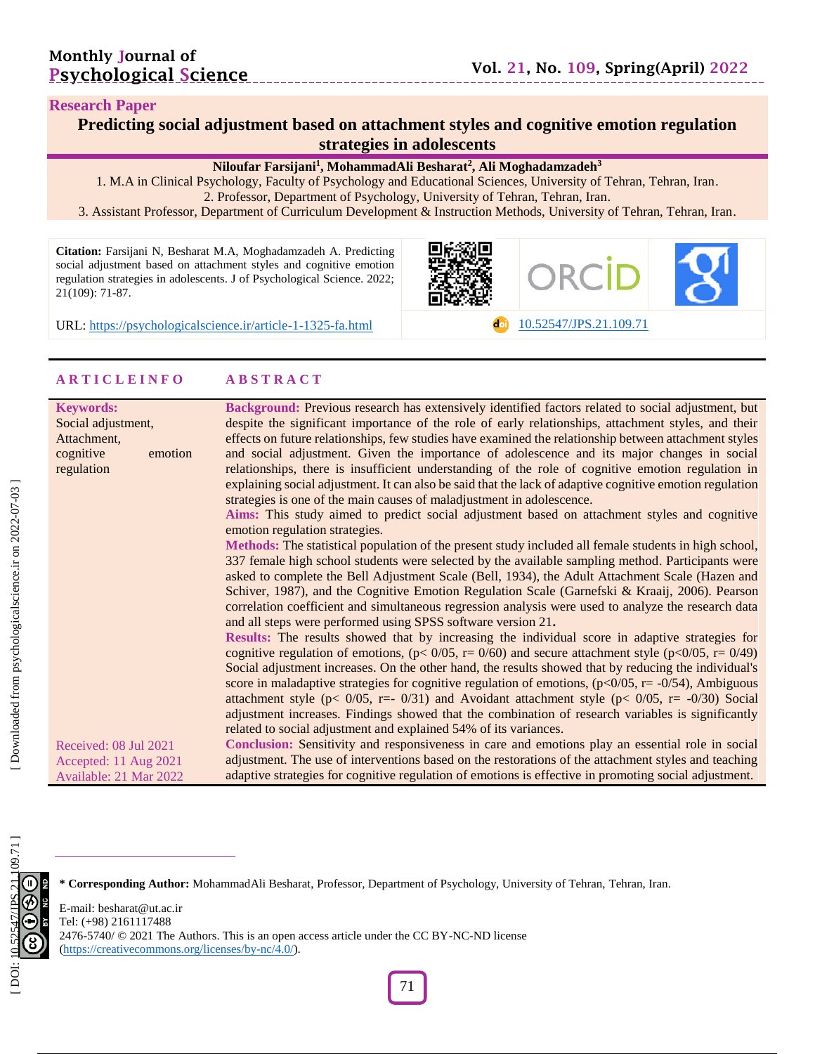**Research Paper**

# Predicting social adjustment based on attachment styles and cognitive emotion regulation strategies in adolescents

**Niloufar Farsijani[1], MohammadAli Besharat[2], Ali Moghadamzadeh[3]**

1. M.A in Clinical Psychology, Faculty of Psychology and Educational Sciences, University of Tehran, Tehran, Iran.
2. Professor, Department of Psychology, University of Tehran, Tehran, Iran.
3. Assistant Professor, Department of Curriculum Development & Instruction Methods, University of Tehran, Tehran, Iran.

**Citation:** Farsijani N, Besharat M.A, Moghadamzadeh A. Predicting social adjustment based on attachment styles and cognitive emotion regulation strategies in adolescents. J of Psychological Science. 2022; 21(109): 71-87.

URL: https://psychologicalscience.ir/article-1-1325-fa.html

10.52547/JPS.21.109.71

## ARTICLE INFO

**Keywords:**
Social adjustment,
Attachment,
cognitive emotion regulation

Received: 08 Jul 2021
Accepted: 11 Aug 2021
Available: 21 Mar 2022

## ABSTRACT

**Background:** Previous research has extensively identified factors related to social adjustment, but despite the significant importance of the role of early relationships, attachment styles, and their effects on future relationships, few studies have examined the relationship between attachment styles and social adjustment. Given the importance of adolescence and its major changes in social relationships, there is insufficient understanding of the role of cognitive emotion regulation in explaining social adjustment. It can also be said that the lack of adaptive cognitive emotion regulation strategies is one of the main causes of maladjustment in adolescence.

**Aims:** This study aimed to predict social adjustment based on attachment styles and cognitive emotion regulation strategies.

**Methods:** The statistical population of the present study included all female students in high school, 337 female high school students were selected by the available sampling method. Participants were asked to complete the Bell Adjustment Scale (Bell, 1934), the Adult Attachment Scale (Hazen and Schiver, 1987), and the Cognitive Emotion Regulation Scale (Garnefski & Kraaij, 2006). Pearson correlation coefficient and simultaneous regression analysis were used to analyze the research data and all steps were performed using SPSS software version 21.

**Results:** The results showed that by increasing the individual score in adaptive strategies for cognitive regulation of emotions, ($p< 0/05$, $r= 0/60$) and secure attachment style ($p<0/05$, $r= 0/49$) Social adjustment increases. On the other hand, the results showed that by reducing the individual's score in maladaptive strategies for cognitive regulation of emotions, ($p<0/05$, $r= -0/54$), Ambiguous attachment style ($p< 0/05$, $r=- 0/31$) and Avoidant attachment style ($p< 0/05$, $r= -0/30$) Social adjustment increases. Findings showed that the combination of research variables is significantly related to social adjustment and explained 54% of its variances.

**Conclusion:** Sensitivity and responsiveness in care and emotions play an essential role in social adjustment. The use of interventions based on the restorations of the attachment styles and teaching adaptive strategies for cognitive regulation of emotions is effective in promoting social adjustment.

---

**\* Corresponding Author:** MohammadAli Besharat, Professor, Department of Psychology, University of Tehran, Tehran, Iran.

E-mail: besharat@ut.ac.ir
Tel: (+98) 2161117488
2476-5740/ © 2021 The Authors. This is an open access article under the CC BY-NC-ND license (https://creativecommons.org/licenses/by-nc/4.0/).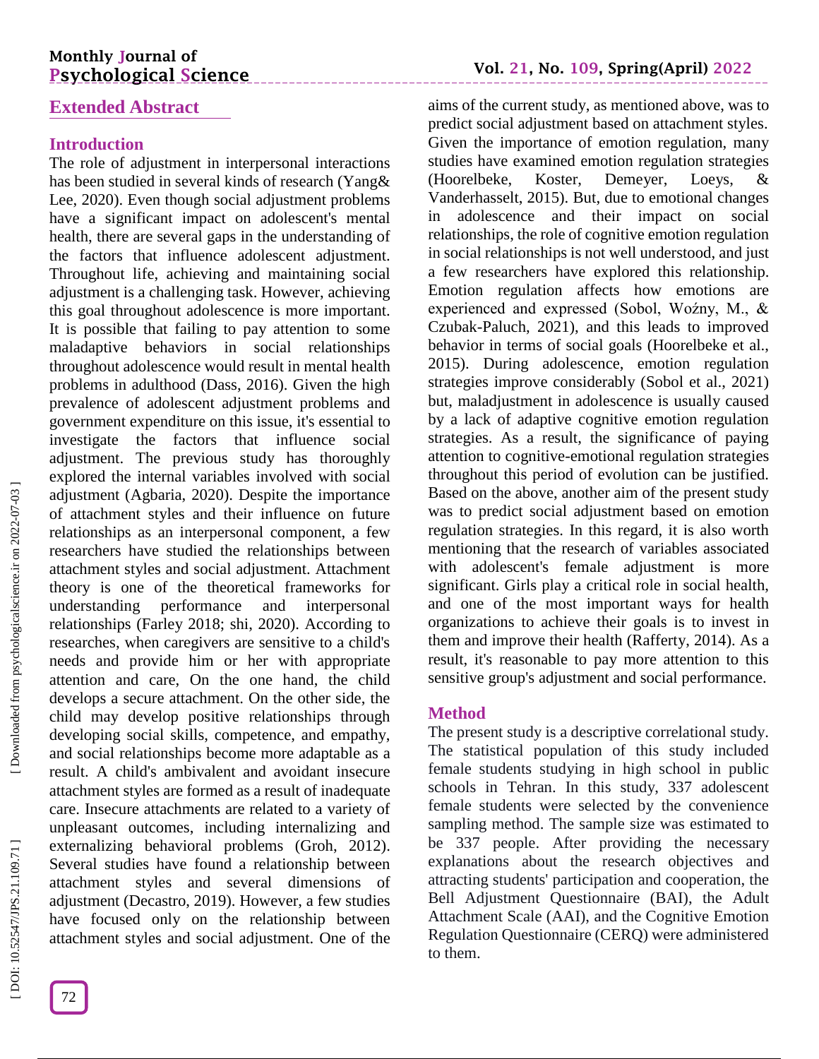## Extended Abstract

### Introduction

The role of adjustment in interpersonal interactions has been studied in several kinds of research (Yang& Lee, 2020). Even though social adjustment problems have a significant impact on adolescent's mental health, there are several gaps in the understanding of the factors that influence adolescent adjustment. Throughout life, achieving and maintaining social adjustment is a challenging task. However, achieving this goal throughout adolescence is more important. It is possible that failing to pay attention to some maladaptive behaviors in social relationships throughout adolescence would result in mental health problems in adulthood (Dass, 2016). Given the high prevalence of adolescent adjustment problems and government expenditure on this issue, it's essential to investigate the factors that influence social adjustment. The previous study has thoroughly explored the internal variables involved with social adjustment (Agbaria, 2020). Despite the importance of attachment styles and their influence on future relationships as an interpersonal component, a few researchers have studied the relationships between attachment styles and social adjustment. Attachment theory is one of the theoretical frameworks for understanding performance and interpersonal relationships (Farley 2018; shi, 2020). According to researches, when caregivers are sensitive to a child's needs and provide him or her with appropriate attention and care, On the one hand, the child develops a secure attachment. On the other side, the child may develop positive relationships through developing social skills, competence, and empathy, and social relationships become more adaptable as a result. A child's ambivalent and avoidant insecure attachment styles are formed as a result of inadequate care. Insecure attachments are related to a variety of unpleasant outcomes, including internalizing and externalizing behavioral problems (Groh, 2012). Several studies have found a relationship between attachment styles and several dimensions of adjustment (Decastro, 2019). However, a few studies have focused only on the relationship between attachment styles and social adjustment. One of the aims of the current study, as mentioned above, was to predict social adjustment based on attachment styles. Given the importance of emotion regulation, many studies have examined emotion regulation strategies (Hoorelbeke, Koster, Demeyer, Loeys, & Vanderhasselt, 2015). But, due to emotional changes in adolescence and their impact on social relationships, the role of cognitive emotion regulation in social relationships is not well understood, and just a few researchers have explored this relationship. Emotion regulation affects how emotions are experienced and expressed (Sobol, Woźny, M., & Czubak-Paluch, 2021), and this leads to improved behavior in terms of social goals (Hoorelbeke et al., 2015). During adolescence, emotion regulation strategies improve considerably (Sobol et al., 2021) but, maladjustment in adolescence is usually caused by a lack of adaptive cognitive emotion regulation strategies. As a result, the significance of paying attention to cognitive-emotional regulation strategies throughout this period of evolution can be justified. Based on the above, another aim of the present study was to predict social adjustment based on emotion regulation strategies. In this regard, it is also worth mentioning that the research of variables associated with adolescent's female adjustment is more significant. Girls play a critical role in social health, and one of the most important ways for health organizations to achieve their goals is to invest in them and improve their health (Rafferty, 2014). As a result, it's reasonable to pay more attention to this sensitive group's adjustment and social performance.

### Method

The present study is a descriptive correlational study. The statistical population of this study included female students studying in high school in public schools in Tehran. In this study, 337 adolescent female students were selected by the convenience sampling method. The sample size was estimated to be 337 people. After providing the necessary explanations about the research objectives and attracting students' participation and cooperation, the Bell Adjustment Questionnaire (BAI), the Adult Attachment Scale (AAI), and the Cognitive Emotion Regulation Questionnaire (CERQ) were administered to them.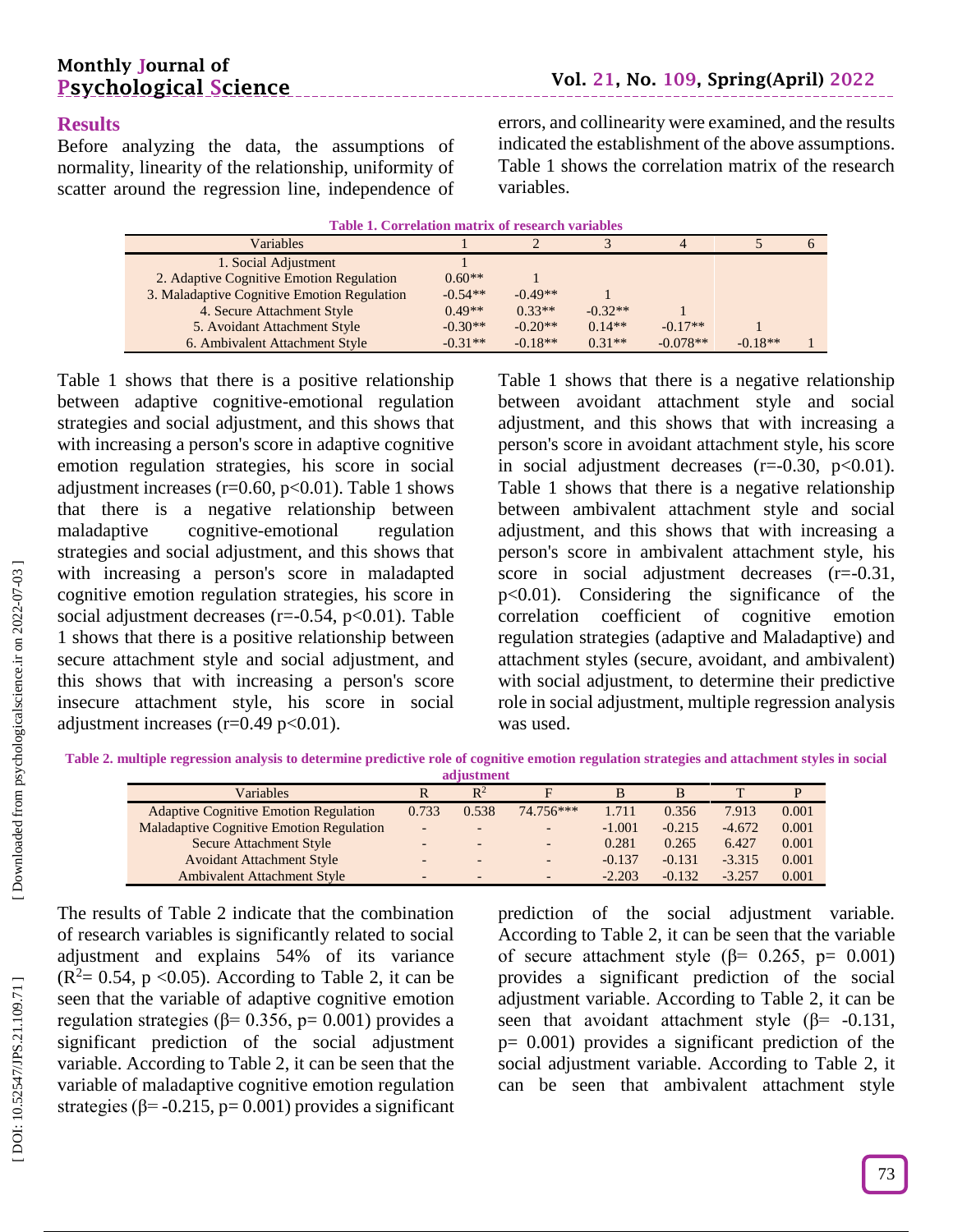## Results

Before analyzing the data, the assumptions of normality, linearity of the relationship, uniformity of scatter around the regression line, independence of errors, and collinearity were examined, and the results indicated the establishment of the above assumptions. Table 1 shows the correlation matrix of the research variables.

**Table 1. Correlation matrix of research variables**

| Variables | 1 | 2 | 3 | 4 | 5 | 6 |
|---|---|---|---|---|---|---|
| 1. Social Adjustment | 1 | | | | | |
| 2. Adaptive Cognitive Emotion Regulation | 0.60** | 1 | | | | |
| 3. Maladaptive Cognitive Emotion Regulation | -0.54** | -0.49** | 1 | | | |
| 4. Secure Attachment Style | 0.49** | 0.33** | -0.32** | 1 | | |
| 5. Avoidant Attachment Style | -0.30** | -0.20** | 0.14** | -0.17** | 1 | |
| 6. Ambivalent Attachment Style | -0.31** | -0.18** | 0.31** | -0.078** | -0.18** | 1 |

Table 1 shows that there is a positive relationship between adaptive cognitive-emotional regulation strategies and social adjustment, and this shows that with increasing a person's score in adaptive cognitive emotion regulation strategies, his score in social adjustment increases (r=0.60, p<0.01). Table 1 shows that there is a negative relationship between maladaptive cognitive-emotional regulation strategies and social adjustment, and this shows that with increasing a person's score in maladapted cognitive emotion regulation strategies, his score in social adjustment decreases (r=-0.54, p<0.01). Table 1 shows that there is a positive relationship between secure attachment style and social adjustment, and this shows that with increasing a person's score insecure attachment style, his score in social adjustment increases (r=0.49 p<0.01). Table 1 shows that there is a negative relationship between avoidant attachment style and social adjustment, and this shows that with increasing a person's score in avoidant attachment style, his score in social adjustment decreases (r=-0.30, p<0.01). Table 1 shows that there is a negative relationship between ambivalent attachment style and social adjustment, and this shows that with increasing a person's score in ambivalent attachment style, his score in social adjustment decreases (r=-0.31, p<0.01). Considering the significance of the correlation coefficient of cognitive emotion regulation strategies (adaptive and Maladaptive) and attachment styles (secure, avoidant, and ambivalent) with social adjustment, to determine their predictive role in social adjustment, multiple regression analysis was used.

**Table 2. multiple regression analysis to determine predictive role of cognitive emotion regulation strategies and attachment styles in social adjustment**

| Variables | R | $R^2$ | F | B | Β | T | P |
|---|---|---|---|---|---|---|---|
| Adaptive Cognitive Emotion Regulation | 0.733 | 0.538 | 74.756*** | 1.711 | 0.356 | 7.913 | 0.001 |
| Maladaptive Cognitive Emotion Regulation | - | - | - | -1.001 | -0.215 | -4.672 | 0.001 |
| Secure Attachment Style | - | - | - | 0.281 | 0.265 | 6.427 | 0.001 |
| Avoidant Attachment Style | - | - | - | -0.137 | -0.131 | -3.315 | 0.001 |
| Ambivalent Attachment Style | - | - | - | -2.203 | -0.132 | -3.257 | 0.001 |

The results of Table 2 indicate that the combination of research variables is significantly related to social adjustment and explains 54% of its variance ($R^2$= 0.54, p <0.05). According to Table 2, it can be seen that the variable of adaptive cognitive emotion regulation strategies (β= 0.356, p= 0.001) provides a significant prediction of the social adjustment variable. According to Table 2, it can be seen that the variable of maladaptive cognitive emotion regulation strategies (β= -0.215, p= 0.001) provides a significant prediction of the social adjustment variable. According to Table 2, it can be seen that the variable of secure attachment style (β= 0.265, p= 0.001) provides a significant prediction of the social adjustment variable. According to Table 2, it can be seen that avoidant attachment style (β= -0.131, p= 0.001) provides a significant prediction of the social adjustment variable. According to Table 2, it can be seen that ambivalent attachment style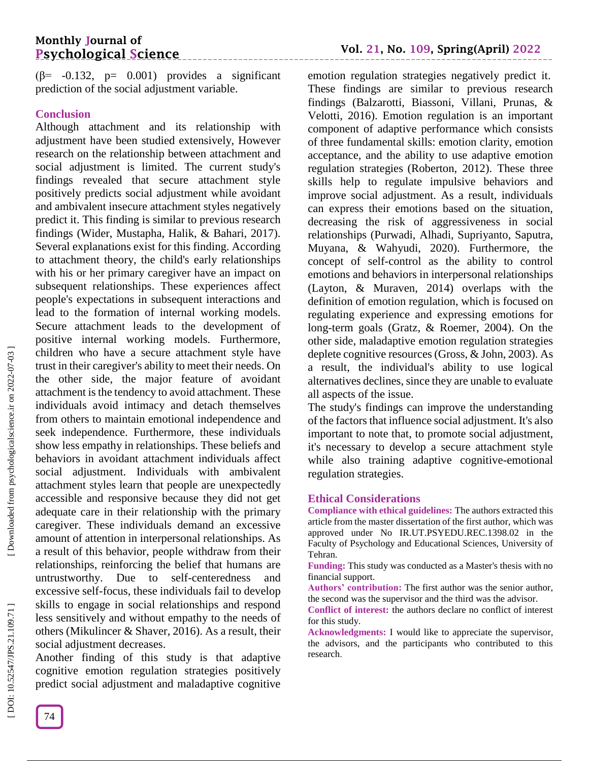($\beta$= -0.132, p= 0.001) provides a significant prediction of the social adjustment variable.

## Conclusion

Although attachment and its relationship with adjustment have been studied extensively, However research on the relationship between attachment and social adjustment is limited. The current study's findings revealed that secure attachment style positively predicts social adjustment while avoidant and ambivalent insecure attachment styles negatively predict it. This finding is similar to previous research findings (Wider, Mustapha, Halik, & Bahari, 2017). Several explanations exist for this finding. According to attachment theory, the child's early relationships with his or her primary caregiver have an impact on subsequent relationships. These experiences affect people's expectations in subsequent interactions and lead to the formation of internal working models. Secure attachment leads to the development of positive internal working models. Furthermore, children who have a secure attachment style have trust in their caregiver's ability to meet their needs. On the other side, the major feature of avoidant attachment is the tendency to avoid attachment. These individuals avoid intimacy and detach themselves from others to maintain emotional independence and seek independence. Furthermore, these individuals show less empathy in relationships. These beliefs and behaviors in avoidant attachment individuals affect social adjustment. Individuals with ambivalent attachment styles learn that people are unexpectedly accessible and responsive because they did not get adequate care in their relationship with the primary caregiver. These individuals demand an excessive amount of attention in interpersonal relationships. As a result of this behavior, people withdraw from their relationships, reinforcing the belief that humans are untrustworthy. Due to self-centeredness and excessive self-focus, these individuals fail to develop skills to engage in social relationships and respond less sensitively and without empathy to the needs of others (Mikulincer & Shaver, 2016). As a result, their social adjustment decreases.

Another finding of this study is that adaptive cognitive emotion regulation strategies positively predict social adjustment and maladaptive cognitive emotion regulation strategies negatively predict it. These findings are similar to previous research findings (Balzarotti, Biassoni, Villani, Prunas, & Velotti, 2016). Emotion regulation is an important component of adaptive performance which consists of three fundamental skills: emotion clarity, emotion acceptance, and the ability to use adaptive emotion regulation strategies (Roberton, 2012). These three skills help to regulate impulsive behaviors and improve social adjustment. As a result, individuals can express their emotions based on the situation, decreasing the risk of aggressiveness in social relationships (Purwadi, Alhadi, Supriyanto, Saputra, Muyana, & Wahyudi, 2020). Furthermore, the concept of self-control as the ability to control emotions and behaviors in interpersonal relationships (Layton, & Muraven, 2014) overlaps with the definition of emotion regulation, which is focused on regulating experience and expressing emotions for long-term goals (Gratz, & Roemer, 2004). On the other side, maladaptive emotion regulation strategies deplete cognitive resources (Gross, & John, 2003). As a result, the individual's ability to use logical alternatives declines, since they are unable to evaluate all aspects of the issue.

The study's findings can improve the understanding of the factors that influence social adjustment. It's also important to note that, to promote social adjustment, it's necessary to develop a secure attachment style while also training adaptive cognitive-emotional regulation strategies.

## Ethical Considerations

**Compliance with ethical guidelines:** The authors extracted this article from the master dissertation of the first author, which was approved under No IR.UT.PSYEDU.REC.1398.02 in the Faculty of Psychology and Educational Sciences, University of Tehran.

**Funding:** This study was conducted as a Master's thesis with no financial support.

**Authors' contribution:** The first author was the senior author, the second was the supervisor and the third was the advisor.

**Conflict of interest:** the authors declare no conflict of interest for this study.

**Acknowledgments:** I would like to appreciate the supervisor, the advisors, and the participants who contributed to this research.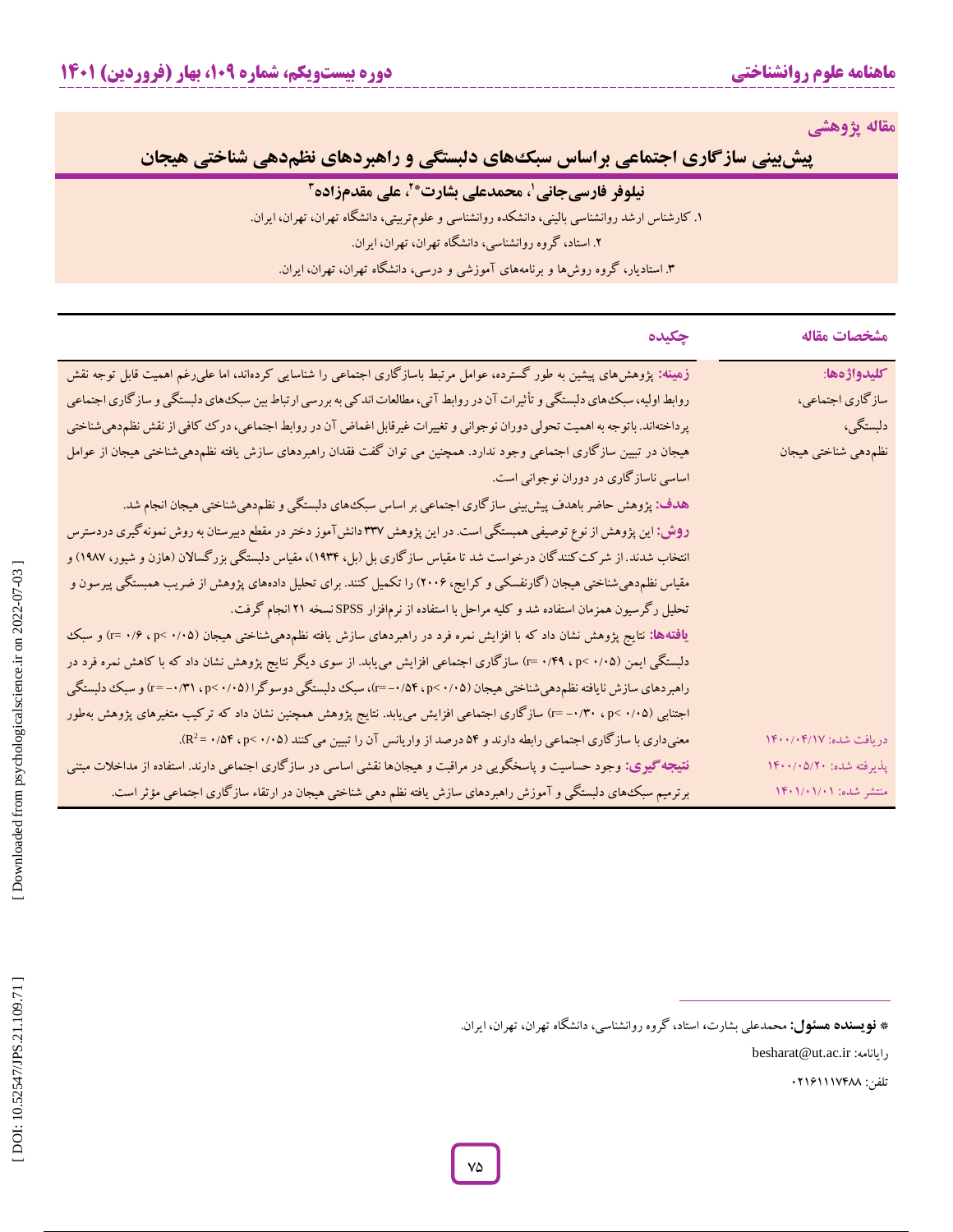مقاله پژوهشی

# پیش‌بینی سازگاری اجتماعی براساس سبک‌های دلبستگی و راهبردهای نظم‌دهی شناختی هیجان

**نیلوفر فارسی‌جانی[1]، محمدعلی بشارت*[2]، علی مقدم‌زاده[3]**

۱. کارشناس ارشد روانشناسی بالینی، دانشکده روانشناسی و علوم‌تربیتی، دانشگاه تهران، تهران، ایران.

۲. استاد، گروه روانشناسی، دانشگاه تهران، تهران، ایران.

۳. استادیار، گروه روش‌ها و برنامه‌های آموزشی و درسی، دانشگاه تهران، تهران، ایران.

## مشخصات مقاله

**کلیدواژه‌ها:**
سازگاری اجتماعی،
دلبستگی،
نظم‌دهی شناختی هیجان

دریافت شده: ۱۴۰۰/۰۴/۱۷
پذیرفته شده: ۱۴۰۰/۰۵/۲۰
منتشر شده: ۱۴۰۱/۰۱/۰۱

## چکیده

**زمینه:** پژوهش‌های پیشین به طور گسترده، عوامل مرتبط باسازگاری اجتماعی را شناسایی کرده‌اند، اما علی‌رغم اهمیت قابل توجه نقش روابط اولیه، سبک‌های دلبستگی و تأثیرات آن در روابط آتی، مطالعات اندکی به بررسی ارتباط بین سبک‌های دلبستگی و سازگاری اجتماعی پرداخته‌اند. باتوجه به اهمیت تحولی دوران نوجوانی و تغییرات غیرقابل اغماض آن در روابط اجتماعی، درک کافی از نقش نظم‌دهی‌شناختی هیجان در تبیین سازگاری اجتماعی وجود ندارد. همچنین می توان گفت فقدان راهبردهای سازش یافته نظم‌دهی‌شناختی هیجان از عوامل اساسی ناسازگاری در دوران نوجوانی است.

**هدف:** پژوهش حاضر باهدف پیش‌بینی سازگاری اجتماعی بر اساس سبک‌های دلبستگی و نظم‌دهی‌شناختی هیجان انجام شد.

**روش:** این پژوهش از نوع توصیفی همبستگی است. در این پژوهش ۳۳۷ دانش‌آموز دختر در مقطع دبیرستان به روش نمونه‌گیری دردسترس انتخاب شدند. از شرکت‌کنندگان درخواست شد تا مقیاس سازگاری بل (بل، ۱۹۳۴)، مقیاس دلبستگی بزرگسالان (هازن و شیور، ۱۹۸۷) و مقیاس نظم‌دهی‌شناختی هیجان (گارنفسکی و کرایج، ۲۰۰۶) را تکمیل کنند. برای تحلیل داده‌های پژوهش از ضریب همبستگی پیرسون و تحلیل رگرسیون همزمان استفاده شد و کلیه مراحل با استفاده از نرم‌افزار SPSS نسخه ۲۱ انجام گرفت.

**یافته‌ها:** نتایج پژوهش نشان داد که با افزایش نمره فرد در راهبردهای سازش یافته نظم‌دهی‌شناختی هیجان (۰/۰۵ >p ، ۰/۶ =r) و سبک دلبستگی ایمن (۰/۰۵ >p ، ۰/۴۹ =r) سازگاری اجتماعی افزایش می‌یابد. از سوی دیگر نتایج پژوهش نشان داد که با کاهش نمره فرد در راهبردهای سازش نایافته نظم‌دهی‌شناختی هیجان (۰/۰۵ >p ، ۰/۵۴- =r)، سبک دلبستگی دوسوگرا (۰/۰۵ >p ، ۰/۳۱- =r) و سبک دلبستگی اجتنابی (۰/۰۵ >p ، ۰/۳۰- =r) سازگاری اجتماعی افزایش می‌یابد. نتایج پژوهش همچنین نشان داد که ترکیب متغیرهای پژوهش به‌طور معنی‌داری با سازگاری اجتماعی رابطه دارند و ۵۴ درصد از واریانس آن را تبیین می کنند (۰/۰۵ >p ، ۰/۵۴ =$R^2$).

**نتیجه‌گیری:** وجود حساسیت و پاسخگویی در مراقبت و هیجان‌ها نقشی اساسی در سازگاری اجتماعی دارند. استفاده از مداخلات مبتنی برترمیم سبک‌های دلبستگی و آموزش راهبردهای سازش یافته نظم دهی شناختی هیجان در ارتقاء سازگاری اجتماعی مؤثر است.

---

* **نویسنده مسئول:** محمدعلی بشارت، استاد، گروه روانشناسی، دانشگاه تهران، تهران، ایران.

رایانامه: besharat@ut.ac.ir

تلفن: ۰۲۱۶۱۱۱۷۴۸۸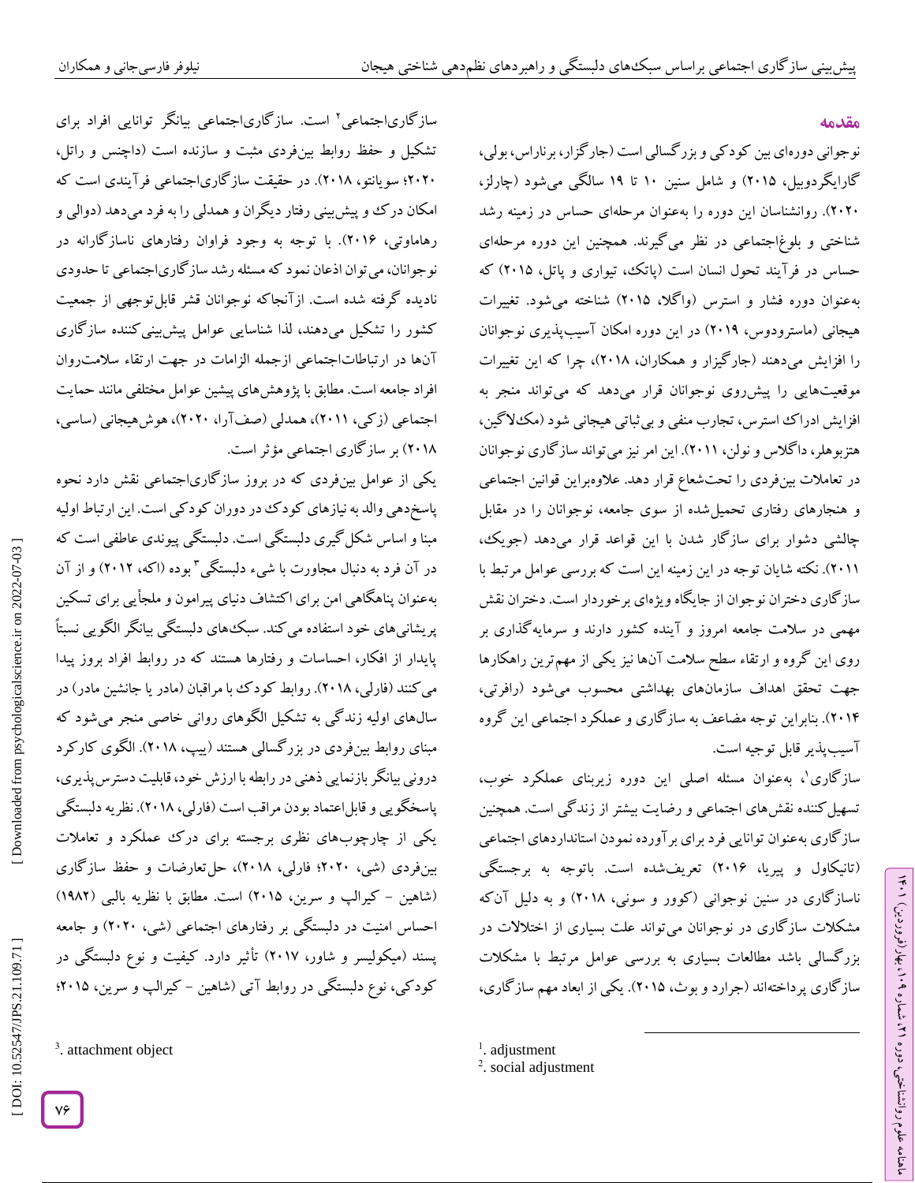## مقدمه

نوجوانی دوره‌ای بین کودکی و بزرگسالی است (جارگزار، برناراس، بولی، گارایکردوبیل، ۲۰۱۵) و شامل سنین ۱۰ تا ۱۹ سالگی می‌شود (چارلز، ۲۰۲۰). روانشناسان این دوره را به‌عنوان مرحله‌ای حساس در زمینه رشد شناختی و بلوغ‌اجتماعی در نظر می‌گیرند. همچنین این دوره مرحله‌ای حساس در فرآیند تحول انسان است (پاتک، تیواری و پاتل، ۲۰۱۵) که به‌عنوان دوره فشار و استرس (واگلا، ۲۰۱۵) شناخته می‌شود. تغییرات هیجانی (ماسترودوس، ۲۰۱۹) در این دوره امکان آسیب‌پذیری نوجوانان را افزایش می‌دهند (جارگیزار و همکاران، ۲۰۱۸)، چرا که این تغییرات موقعیت‌هایی را پیش‌روی نوجوانان قرار می‌دهد که می‌تواند منجر به افزایش ادراک استرس، تجارب منفی و بی‌ثباتی هیجانی شود (مک‌لاگین، هتزبوهلر، داگلاس و نولن، ۲۰۱۱). این امر نیز می‌تواند سازگاری نوجوانان در تعاملات بین‌فردی را تحت‌شعاع قرار دهد. علاوه‌براین قوانین اجتماعی و هنجارهای رفتاری تحمیل‌شده از سوی جامعه، نوجوانان را در مقابل چالشی دشوار برای سازگار شدن با این قواعد قرار می‌دهد (جویک، ۲۰۱۱). نکته شایان توجه در این زمینه این است که بررسی عوامل مرتبط با سازگاری دختران نوجوان از جایگاه ویژه‌ای برخوردار است. دختران نقش مهمی در سلامت جامعه امروز و آینده کشور دارند و سرمایه‌گذاری بر روی این گروه و ارتقاء سطح سلامت آن‌ها نیز یکی از مهم‌ترین راهکارها جهت تحقق اهداف سازمان‌های بهداشتی محسوب می‌شود (رافتی، ۲۰۱۴). بنابراین توجه مضاعف به سازگاری و عملکرد اجتماعی این گروه آسیب‌پذیر قابل توجیه است.

سازگاری[1]، به‌عنوان مسئله اصلی این دوره زیربنای عملکرد خوب، تسهیل‌کننده نقش‌های اجتماعی و رضایت بیشتر از زندگی است. همچنین سازگاری به‌عنوان توانایی فرد برای برآورده نمودن استانداردهای اجتماعی (تانیکاول و پیریا، ۲۰۱۶) تعریف‌شده است. باتوجه به برجستگی ناسازگاری در سنین نوجوانی (کوور و سونی، ۲۰۱۸) و به دلیل آن‌که مشکلات سازگاری در نوجوانان می‌تواند علت بسیاری از اختلالات در بزرگسالی باشد مطالعات بسیاری به بررسی عوامل مرتبط با مشکلات سازگاری پرداخته‌اند (جرارد و بوث، ۲۰۱۵). یکی از ابعاد مهم سازگاری، سازگاری‌اجتماعی[2] است. سازگاری‌اجتماعی بیانگر توانایی افراد برای تشکیل و حفظ روابط بین‌فردی مثبت و سازنده است (داچنس و راتل، ۲۰۲۰؛ سویانتو، ۲۰۱۸). در حقیقت سازگاری‌اجتماعی فرآیندی است که امکان درک و پیش‌بینی رفتار دیگران و همدلی را به فرد می‌دهد (دوالی و رهاماوتی، ۲۰۱۶). با توجه به وجود فراوان رفتارهای ناسازگارانه در نوجوانان، می‌توان اذعان نمود که مسئله رشد سازگاری‌اجتماعی تا حدودی نادیده گرفته شده است. ازآنجاکه نوجوانان قشر قابل‌توجهی از جمعیت کشور را تشکیل می‌دهند، لذا شناسایی عوامل پیش‌بینی‌کننده سازگاری آن‌ها در ارتباطات‌اجتماعی ازجمله الزامات در جهت ارتقاء سلامت‌روان افراد جامعه است. مطابق با پژوهش‌های پیشین عوامل مختلفی مانند حمایت اجتماعی (زکی، ۲۰۱۱)، همدلی (صف‌آرا، ۲۰۲۰)، هوش‌هیجانی (ساسی، ۲۰۱۸) بر سازگاری اجتماعی مؤثر است.

یکی از عوامل بین‌فردی که در بروز سازگاری‌اجتماعی نقش دارد نحوه پاسخ‌دهی والد به نیازهای کودک در دوران کودکی است. این ارتباط اولیه مبنا و اساس شکل‌گیری دلبستگی است. دلبستگی پیوندی عاطفی است که در آن فرد به دنبال مجاورت با شیء دلبستگی[3] بوده (اکه، ۲۰۱۲) و از آن به‌عنوان پناهگاهی امن برای اکتشاف دنیای پیرامون و ملجأیی برای تسکین پریشانی‌های خود استفاده می‌کند. سبک‌های دلبستگی بیانگر الگویی نسبتاً پایدار از افکار، احساسات و رفتارها هستند که در روابط افراد بروز پیدا می‌کنند (فارلی، ۲۰۱۸). روابط کودک با مراقبان (مادر یا جانشین مادر) در سال‌های اولیه زندگی به تشکیل الگوهای روانی خاصی منجر می‌شود که مبنای روابط بین‌فردی در بزرگسالی هستند (بیپ، ۲۰۱۸). الگوی کارکرد درونی بیانگر بازنمایی ذهنی در رابطه با ارزش خود، قابلیت دسترس‌پذیری، پاسخگویی و قابل‌اعتماد بودن مراقب است (فارلی، ۲۰۱۸). نظریه دلبستگی یکی از چارچوب‌های نظری برجسته برای درک عملکرد و تعاملات بین‌فردی (شی، ۲۰۲۰؛ فارلی، ۲۰۱۸)، حل‌تعارضات و حفظ سازگاری (شاهین - کیرالپ و سرین، ۲۰۱۵) است. مطابق با نظریه بالبی (۱۹۸۲) احساس امنیت در دلبستگی بر رفتارهای اجتماعی (شی، ۲۰۲۰) و جامعه پسند (میکولیسر و شاور، ۲۰۱۷) تأثیر دارد. کیفیت و نوع دلبستگی در کودکی، نوع دلبستگی در روابط آتی (شاهین - کیرالپ و سرین، ۲۰۱۵؛

[1]. adjustment
[2]. social adjustment
[3]. attachment object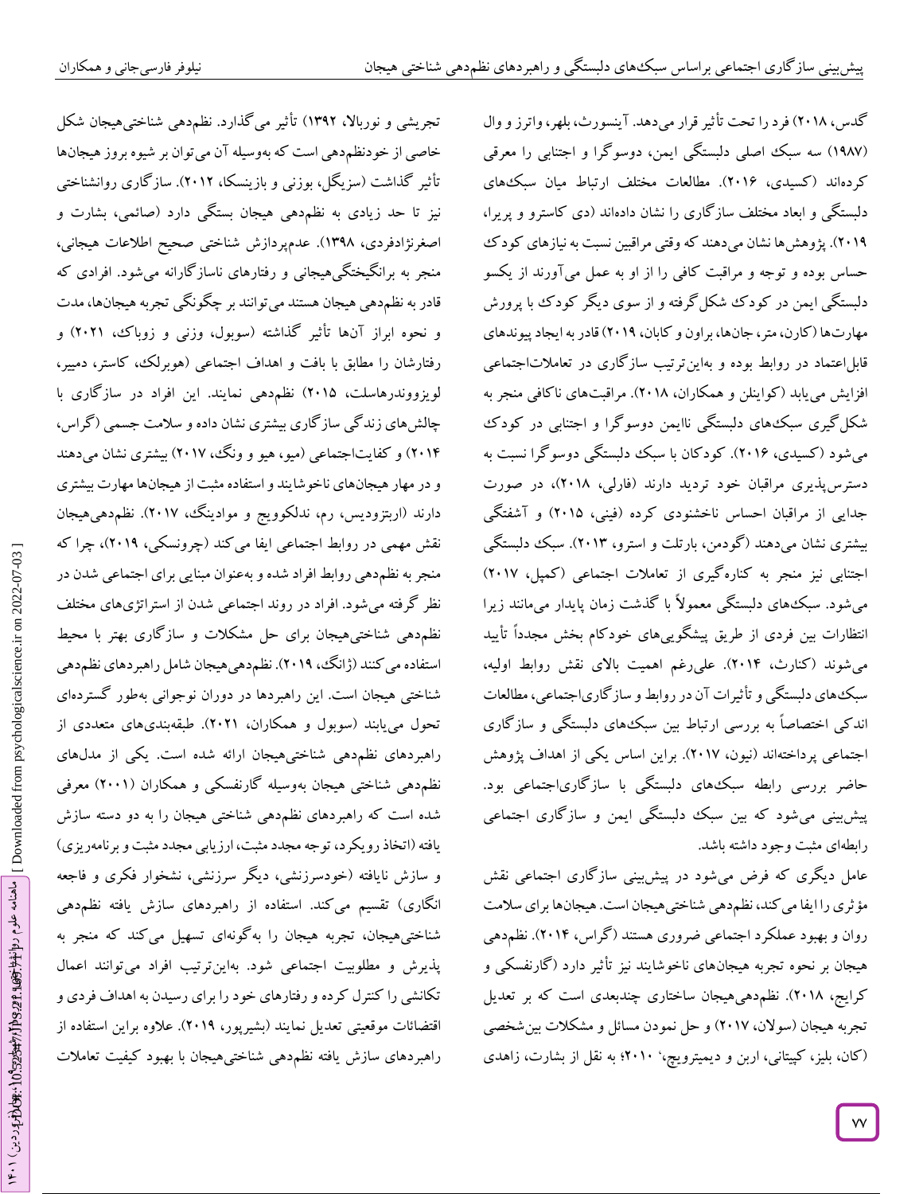گدس، ۲۰۱۸) فرد را تحت تأثیر قرار می‌دهد. آینسورث، بلهر، واترز و وال (۱۹۸۷) سه سبک اصلی دلبستگی ایمن، دوسوگرا و اجتنابی را معرفی کرده‌اند (کسیدی، ۲۰۱۶). مطالعات مختلف ارتباط میان سبک‌های دلبستگی و ابعاد مختلف سازگاری را نشان داده‌اند (دی کاسترو و پریرا، ۲۰۱۹). پژوهش‌ها نشان می‌دهند که وقتی مراقبین نسبت به نیازهای کودک حساس بوده و توجه و مراقبت کافی را از او به عمل می‌آورند از یکسو دلبستگی ایمن در کودک شکل گرفته و از سوی دیگر کودک با پرورش مهارت‌ها (کارن، متر، جان‌ها، براون و کابان، ۲۰۱۹) قادر به ایجاد پیوندهای قابل‌اعتماد در روابط بوده و به‌این‌ترتیب سازگاری در تعاملات‌اجتماعی افزایش می‌یابد (کوایتلن و همکاران، ۲۰۱۸). مراقبت‌های ناکافی منجر به شکل‌گیری سبک‌های دلبستگی ناایمن دوسوگرا و اجتنابی در کودک می‌شود (کسیدی، ۲۰۱۶). کودکان با سبک دلبستگی دوسوگرا نسبت به دسترس‌پذیری مراقبان خود تردید دارند (فارلی، ۲۰۱۸)، در صورت جدایی از مراقبان احساس ناخشنودی کرده (فینی، ۲۰۱۵) و آشفتگی بیشتری نشان می‌دهند (گودمن، بارتلت و استرو، ۲۰۱۳). سبک دلبستگی اجتنابی نیز منجر به کناره‌گیری از تعاملات اجتماعی (کمپل، ۲۰۱۷) می‌شود. سبک‌های دلبستگی معمولاً با گذشت زمان پایدار می‌مانند زیرا انتظارات بین فردی از طریق پیشگویی‌های خودکام بخش مجدداً تأیید می‌شوند (کنارث، ۲۰۱۴). علی‌رغم اهمیت بالای نقش روابط اولیه، سبک‌های دلبستگی و تأثیرات آن در روابط و سازگاری‌اجتماعی، مطالعات اندکی اختصاصاً به بررسی ارتباط بین سبک‌های دلبستگی و سازگاری اجتماعی پرداخته‌اند (نیون، ۲۰۱۷). براین اساس یکی از اهداف پژوهش حاضر بررسی رابطه سبک‌های دلبستگی با سازگاری‌اجتماعی بود. پیش‌بینی می‌شود که بین سبک دلبستگی ایمن و سازگاری اجتماعی رابطه‌ای مثبت وجود داشته باشد.

عامل دیگری که فرض می‌شود در پیش‌بینی سازگاری اجتماعی نقش مؤثری را ایفا می‌کند، نظم‌دهی شناختی‌هیجان است. هیجان‌ها برای سلامت روان و بهبود عملکرد اجتماعی ضروری هستند (گراس، ۲۰۱۴). نظم‌دهی هیجان بر نحوه تجربه هیجان‌های ناخوشایند نیز تأثیر دارد (گارنفسکی و کرایج، ۲۰۱۸). نظم‌دهی‌هیجان ساختاری چندبعدی است که به تعدیل تجربه هیجان (سولان، ۲۰۱۷) و حل نمودن مسائل و مشکلات بین‌شخصی (کان، بلیز، کپیتانی، اربن و دیمیترویچ، ۲۰۱۰؛ به نقل از بشارت، زاهدی تجریشی و نوربالا، ۱۳۹۲) تأثیر می‌گذارد. نظم‌دهی شناختی‌هیجان شکل خاصی از خودنظم‌دهی است که به‌وسیله آن می‌توان بر شیوه بروز هیجان‌ها تأثیر گذاشت (سزیگل، بوزنی و بازینسکا، ۲۰۱۲). سازگاری روانشناختی نیز تا حد زیادی به نظم‌دهی هیجان بستگی دارد (صائمی، بشارت و اصغرنژادفردی، ۱۳۹۸). عدم‌پردازش شناختی صحیح اطلاعات هیجانی، منجر به برانگیختگی‌هیجانی و رفتارهای ناسازگارانه می‌شود. افرادی که قادر به نظم‌دهی هیجان هستند می‌توانند بر چگونگی تجربه هیجان‌ها، مدت و نحوه ابراز آن‌ها تأثیر گذاشته (سوبول، وزنی و زوباک، ۲۰۲۱) و رفتارشان را مطابق با بافت و اهداف اجتماعی (هوبرلک، کاستر، دمییر، لویزووندرهاسلت، ۲۰۱۵) نظم‌دهی نمایند. این افراد در سازگاری با چالش‌های زندگی سازگاری بیشتری نشان داده و سلامت جسمی (گراس، ۲۰۱۴) و کفایت‌اجتماعی (میو، هیو و ونگ، ۲۰۱۷) بیشتری نشان می‌دهند و در مهار هیجان‌های ناخوشایند و استفاده مثبت از هیجان‌ها مهارت بیشتری دارند (اربتزودیس، رم، ندلکوویچ و موادینگ، ۲۰۱۷). نظم‌دهی‌هیجان نقش مهمی در روابط اجتماعی ایفا می‌کند (چرونسکی، ۲۰۱۹)، چرا که منجر به نظم‌دهی روابط افراد شده و به‌عنوان مبنایی برای اجتماعی شدن در نظر گرفته می‌شود. افراد در روند اجتماعی شدن از استراتژی‌های مختلف نظم‌دهی شناختی‌هیجان برای حل مشکلات و سازگاری بهتر با محیط استفاده می‌کنند (ژانگ، ۲۰۱۹). نظم‌دهی‌هیجان شامل راهبردهای نظم‌دهی شناختی هیجان است. این راهبردها در دوران نوجوانی به‌طور گسترده‌ای تحول می‌یابند (سوبول و همکاران، ۲۰۲۱). طبقه‌بندی‌های متعددی از راهبردهای نظم‌دهی شناختی‌هیجان ارائه شده است. یکی از مدل‌های نظم‌دهی شناختی هیجان به‌وسیله گارنفسکی و همکاران (۲۰۰۱) معرفی شده است که راهبردهای نظم‌دهی شناختی هیجان را به دو دسته سازش یافته (اتخاذ رویکرد، توجه مجدد مثبت، ارزیابی مجدد مثبت و برنامه‌ریزی) و سازش نایافته (خودسرزنشی، دیگر سرزنشی، نشخوار فکری و فاجعه انگاری) تقسیم می‌کند. استفاده از راهبردهای سازش یافته نظم‌دهی شناختی‌هیجان، تجربه هیجان را به‌گونه‌ای تسهیل می‌کند که منجر به پذیرش و مطلوبیت اجتماعی شود. به‌این‌ترتیب افراد می‌توانند اعمال تکانشی را کنترل کرده و رفتارهای خود را برای رسیدن به اهداف فردی و اقتضائات موقعیتی تعدیل نمایند (بشیرپور، ۲۰۱۹). علاوه براین استفاده از راهبردهای سازش یافته نظم‌دهی شناختی‌هیجان با بهبود کیفیت تعاملات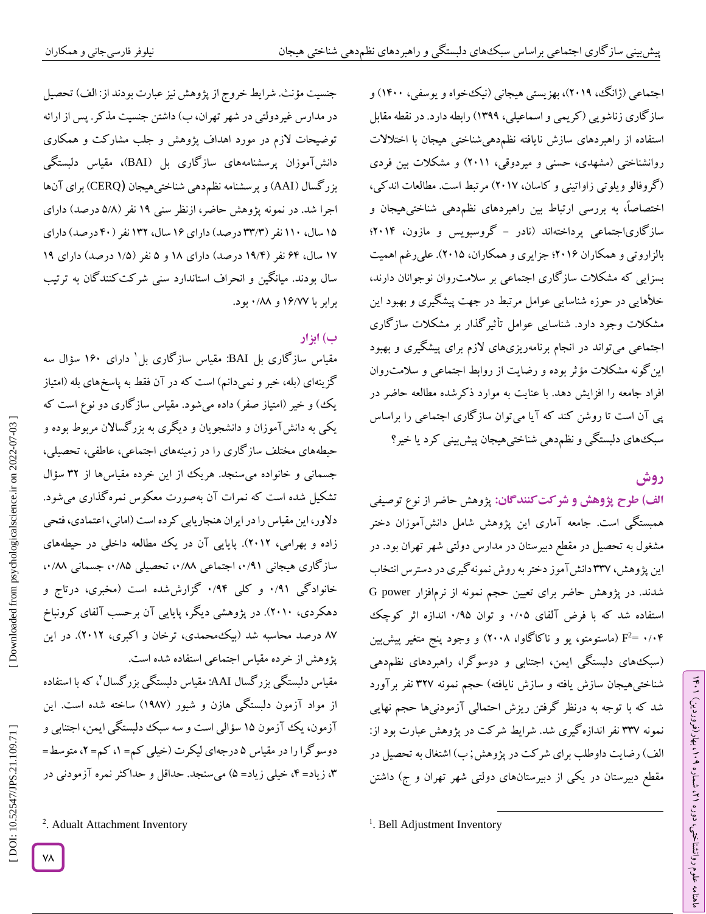اجتماعی (ژانگ، ۲۰۱۹)، بهزیستی هیجانی (نیک‌خواه و یوسفی، ۱۴۰۰) و سازگاری زناشویی (کریمی و اسماعیلی، ۱۳۹۹) رابطه دارد. در نقطه مقابل استفاده از راهبردهای سازش نایافته نظم‌دهی‌شناختی هیجان با اختلالات روانشناختی (مشهدی، حسنی و میردوقی، ۲۰۱۱) و مشکلات بین فردی (گروفالو ویلوتی زاواتینی و کاسان، ۲۰۱۷) مرتبط است. مطالعات اندکی، اختصاصاً، به بررسی ارتباط بین راهبردهای نظم‌دهی شناختی‌هیجان و سازگاری‌اجتماعی پرداخته‌اند (نادر - گروسبویس و مازون، ۲۰۱۴؛ بالزاروتی و همکاران ۲۰۱۶؛ جزایری و همکاران، ۲۰۱۵). علی‌رغم اهمیت بسزایی که مشکلات سازگاری اجتماعی بر سلامت‌روان نوجوانان دارند، خلأهایی در حوزه شناسایی عوامل مرتبط در جهت پیشگیری و بهبود این مشکلات وجود دارد. شناسایی عوامل تأثیرگذار بر مشکلات سازگاری اجتماعی می‌تواند در انجام برنامه‌ریزی‌های لازم برای پیشگیری و بهبود این‌گونه مشکلات مؤثر بوده و رضایت از روابط اجتماعی و سلامت‌روان افراد جامعه را افزایش دهد. با عنایت به موارد ذکرشده مطالعه حاضر در پی آن است تا روشن کند که آیا می‌توان سازگاری اجتماعی را براساس سبک‌های دلبستگی و نظم‌دهی شناختی‌هیجان پیش‌بینی کرد یا خیر؟

## روش

**الف) طرح پژوهش و شرکت‌کنندگان:** پژوهش حاضر از نوع توصیفی همبستگی است. جامعه آماری این پژوهش شامل دانش‌آموزان دختر مشغول به تحصیل در مقطع دبیرستان در مدارس دولتی شهر تهران بود. در این پژوهش، ۳۳۷ دانش‌آموز دختر به روش نمونه‌گیری در دسترس انتخاب شدند. در پژوهش حاضر برای تعیین حجم نمونه از نرم‌افزار G power استفاده شد که با فرض آلفای ۰/۰۵ و توان ۰/۹۵ اندازه اثر کوچک $F^2=$ ۰/۰۴ (ماستومتو، یو و ناکاگاوا، ۲۰۰۸) و وجود پنج متغیر پیش‌بین (سبک‌های دلبستگی ایمن، اجتنابی و دوسوگرا، راهبردهای نظم‌دهی شناختی‌هیجان سازش یافته و سازش نایافته) حجم نمونه ۳۲۷ نفر برآورد شد که با توجه به درنظر گرفتن ریزش احتمالی آزمودنی‌ها حجم نهایی نمونه ۳۳۷ نفر اندازه‌گیری شد. شرایط شرکت در پژوهش عبارت بود از: الف) رضایت داوطلب برای شرکت در پژوهش؛ ب) اشتغال به تحصیل در مقطع دبیرستان در یکی از دبیرستان‌های دولتی شهر تهران و ج) داشتن جنسیت مؤنث. شرایط خروج از پژوهش نیز عبارت بودند از: الف) تحصیل در مدارس غیردولتی در شهر تهران، ب) داشتن جنسیت مذکر. پس از ارائه توضیحات لازم در مورد اهداف پژوهش و جلب مشارکت و همکاری دانش‌آموزان پرسشنامه‌های سازگاری بل (BAI)، مقیاس دلبستگی بزرگسال (AAI) و پرسشنامه نظم‌دهی شناختی‌هیجان (CERQ) برای آن‌ها اجرا شد. در نمونه پژوهش حاضر، ازنظر سنی ۱۹ نفر (۵/۸ درصد) دارای ۱۵ سال، ۱۱۰ نفر (۳۳/۳ درصد) دارای ۱۶ سال، ۱۳۲ نفر (۴۰ درصد) دارای ۱۷ سال، ۶۴ نفر (۱۹/۴ درصد) دارای ۱۸ و ۵ نفر (۱/۵ درصد) دارای ۱۹ سال بودند. میانگین و انحراف استاندارد سنی شرکت‌کنندگان به ترتیب برابر با ۱۶/۷۷ و ۰/۸۸ بود.

**ب) ابزار**

مقیاس سازگاری بل BAI: مقیاس سازگاری بل[1] دارای ۱۶۰ سؤال سه گزینه‌ای (بله، خیر و نمی‌دانم) است که در آن فقط به پاسخ‌های بله (امتیاز یک) و خیر (امتیاز صفر) داده می‌شود. مقیاس سازگاری دو نوع است که یکی به دانش‌آموزان و دانشجویان و دیگری به بزرگسالان مربوط بوده و حیطه‌های مختلف سازگاری را در زمینه‌های اجتماعی، عاطفی، تحصیلی، جسمانی و خانواده می‌سنجد. هریک از این خرده مقیاس‌ها از ۳۲ سؤال تشکیل شده است که نمرات آن به‌صورت معکوس نمره‌گذاری می‌شود. دلاور، این مقیاس را در ایران هنجاریابی کرده است (امانی، اعتمادی، فتحی زاده و بهرامی، ۲۰۱۲). پایایی آن در یک مطالعه داخلی در حیطه‌های سازگاری هیجانی ۰/۹۱، اجتماعی ۰/۸۸، تحصیلی ۰/۸۵، جسمانی ۰/۸۸، خانوادگی ۰/۹۱ و کلی ۰/۹۴ گزارش‌شده است (مخبری، درتاج و دهکردی، ۲۰۱۰). در پژوهشی دیگر، پایایی آن برحسب آلفای کرونباخ ۸۷ درصد محاسبه شد (بیک‌محمدی، ترخان و اکبری، ۲۰۱۲). در این پژوهش از خرده مقیاس اجتماعی استفاده شده است.

مقیاس دلبستگی بزرگسال AAI: مقیاس دلبستگی بزرگسال[2]، که با استفاده از مواد آزمون دلبستگی هازن و شیور (۱۹۸۷) ساخته شده است. این آزمون، یک آزمون ۱۵ سؤالی است و سه سبک دلبستگی ایمن، اجتنابی و دوسوگرا را در مقیاس ۵ درجه‌ای لیکرت (خیلی کم= ۱، کم= ۲، متوسط= ۳، زیاد= ۴، خیلی زیاد= ۵) می‌سنجد. حداقل و حداکثر نمره آزمودنی در

[1]. Bell Adjustment Inventory

[2]. Adualt Attachment Inventory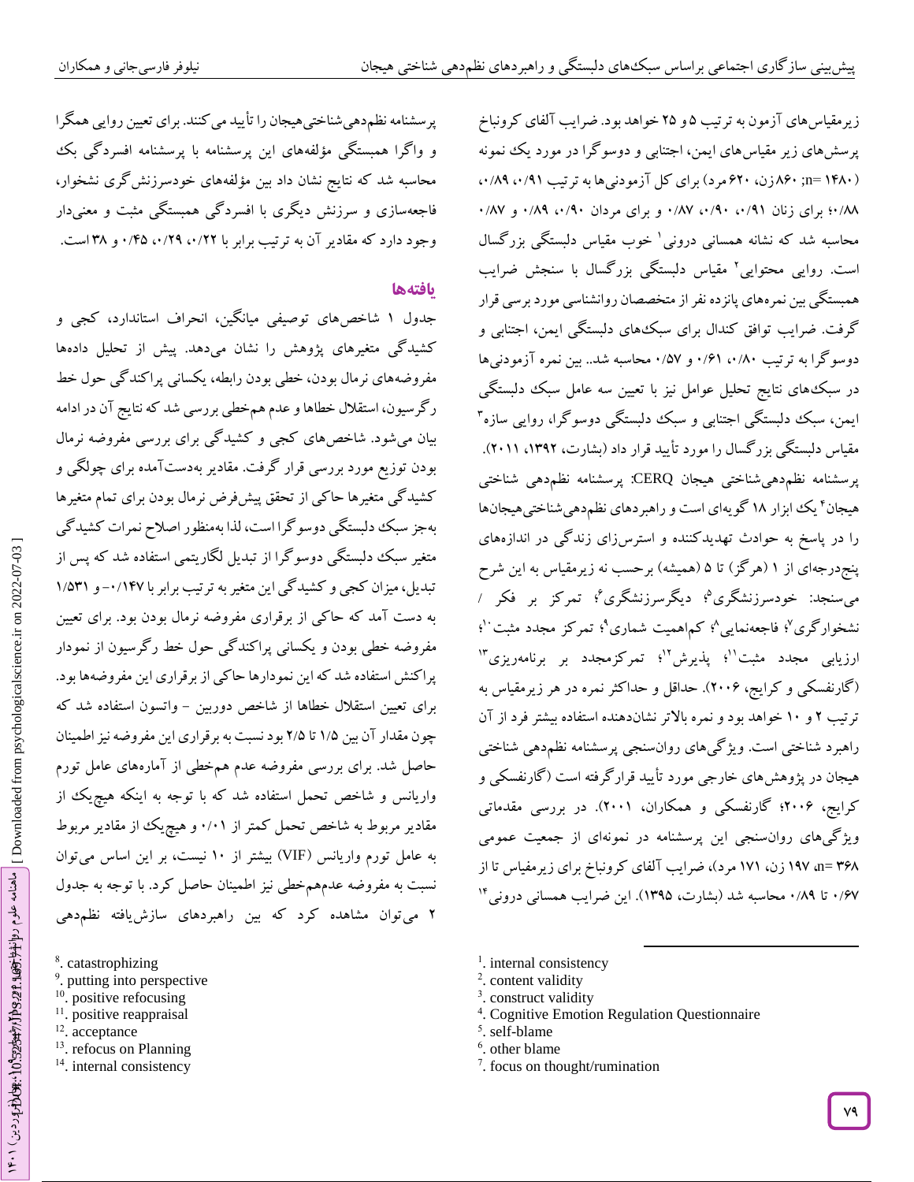زیرمقیاس‌های آزمون به ترتیب ۵ و ۲۵ خواهد بود. ضرایب آلفای کرونباخ پرسش‌های زیر مقیاس‌های ایمن، اجتنابی و دوسوگرا در مورد یک نمونه (۱۴۸۰ =n; ۸۶۰زن، ۶۲۰مرد) برای کل آزمودنی‌ها به ترتیب ۰/۹۱، ۰/۸۹، ۰/۸۸؛ برای زنان ۰/۹۱، ۰/۹۰، ۰/۸۷ و برای مردان ۰/۹۰، ۰/۸۹ و ۰/۸۷ محاسبه شد که نشانه همسانی درونی[1] خوب مقیاس دلبستگی بزرگسال است. روایی محتوایی[2] مقیاس دلبستگی بزرگسال با سنجش ضرایب همبستگی بین نمره‌های پانزده نفر از متخصصان روانشناسی مورد برسی قرار گرفت. ضرایب توافق کندال برای سبک‌های دلبستگی ایمن، اجتنابی و دوسوگرا به ترتیب ۰/۸۰، ۰/۶۱ و ۰/۵۷ محاسبه شد.. بین نمره آزمودنی‌ها در سبک‌های نتایج تحلیل عوامل نیز با تعیین سه عامل سبک دلبستگی ایمن، سبک دلبستگی اجتنابی و سبک دلبستگی دوسوگرا، روایی سازه[3] مقیاس دلبستگی بزرگسال را مورد تأیید قرار داد (بشارت، ۱۳۹۲، ۲۰۱۱).

پرسشنامه نظم‌دهی‌شناختی هیجان CERQ: پرسشنامه نظم‌دهی شناختی هیجان[4] یک ابزار ۱۸ گویه‌ای است و راهبردهای نظم‌دهی‌شناختی‌هیجان‌ها را در پاسخ به حوادث تهدیدکننده و استرس‌زای زندگی در اندازه‌های پنج‌درجه‌ای از ۱ (هرگز) تا ۵ (همیشه) برحسب نه زیرمقیاس به این شرح می‌سنجد: خودسرزنشگری[5]؛ دیگرسرزنشگری[6]؛ تمرکز بر فکر / نشخوارگری[7]؛ فاجعه‌نمایی[8]؛ کم‌اهمیت شماری[9]؛ تمرکز مجدد مثبت[10]؛ ارزیابی مجدد مثبت[11]؛ پذیرش[12]؛ تمرکزمجدد بر برنامه‌ریزی[13] (گارنفسکی و کرایج، ۲۰۰۶). حداقل و حداکثر نمره در هر زیرمقیاس به ترتیب ۲ و ۱۰ خواهد بود و نمره بالاتر نشان‌دهنده استفاده بیشتر فرد از آن راهبرد شناختی است. ویژگی‌های روان‌سنجی پرسشنامه نظم‌دهی شناختی هیجان در پژوهش‌های خارجی مورد تأیید قرارگرفته است (گارنفسکی و کرایج، ۲۰۰۶؛ گارنفسکی و همکاران، ۲۰۰۱). در بررسی مقدماتی ویژگی‌های روان‌سنجی این پرسشنامه در نمونه‌ای از جمعیت عمومی (۳۶۸ =n، ۱۹۷ زن، ۱۷۱ مرد)، ضرایب آلفای کرونباخ برای زیرمقیاس تا از ۰/۶۷ تا ۰/۸۹ محاسبه شد (بشارت، ۱۳۹۵). این ضرایب همسانی درونی[14] پرسشنامه نظم‌دهی‌شناختی‌هیجان را تأیید می‌کنند. برای تعیین روایی همگرا و واگرا همبستگی مؤلفه‌های این پرسشنامه با پرسشنامه افسردگی بک محاسبه شد که نتایج نشان داد بین مؤلفه‌های خودسرزنش‌گری نشخوار، فاجعه‌سازی و سرزنش دیگری با افسردگی همبستگی مثبت و معنی‌دار وجود دارد که مقادیر آن به ترتیب برابر با ۰/۲۲، ۰/۲۹، ۰/۴۵ و ۳۸ است.

## یافته‌ها

جدول ۱ شاخص‌های توصیفی میانگین، انحراف استاندارد، کجی و کشیدگی متغیرهای پژوهش را نشان می‌دهد. پیش از تحلیل داده‌ها مفروضه‌های نرمال بودن، خطی بودن رابطه، یکسانی پراکندگی حول خط رگرسیون، استقلال خطاها و عدم هم‌خطی بررسی شد که نتایج آن در ادامه بیان می‌شود. شاخص‌های کجی و کشیدگی برای بررسی مفروضه نرمال بودن توزیع مورد بررسی قرار گرفت. مقادیر به‌دست‌آمده برای چولگی و کشیدگی متغیرها حاکی از تحقق پیش‌فرض نرمال بودن برای تمام متغیرها به‌جز سبک دلبستگی دوسوگرا است، لذا به‌منظور اصلاح نمرات کشیدگی متغیر سبک دلبستگی دوسوگرا از تبدیل لگاریتمی استفاده شد که پس از تبدیل، میزان کجی و کشیدگی این متغیر به ترتیب برابر با ۰/۱۴۷- و ۱/۵۳۱ به دست آمد که حاکی از برقراری مفروضه نرمال بودن بود. برای تعیین مفروضه خطی بودن و یکسانی پراکندگی حول خط رگرسیون از نمودار پراکنش استفاده شد که این نمودارها حاکی از برقراری این مفروضه‌ها بود. برای تعیین استقلال خطاها از شاخص دوربین - واتسون استفاده شد که چون مقدار آن بین ۱/۵ تا ۲/۵ بود نسبت به برقراری این مفروضه نیز اطمینان حاصل شد. برای بررسی مفروضه عدم هم‌خطی از آماره‌های عامل تورم واریانس و شاخص تحمل استفاده شد که با توجه به اینکه هیچ‌یک از مقادیر مربوط به شاخص تحمل کمتر از ۰/۰۱ و هیچ‌یک از مقادیر مربوط به عامل تورم واریانس (VIF) بیشتر از ۱۰ نیست، بر این اساس می‌توان نسبت به مفروضه عدم‌هم‌خطی نیز اطمینان حاصل کرد. با توجه به جدول ۲ می‌توان مشاهده کرد که بین راهبردهای سازش‌یافته نظم‌دهی

---

1. internal consistency
2. content validity
3. construct validity
4. Cognitive Emotion Regulation Questionnaire
5. self-blame
6. other blame
7. focus on thought/rumination
8. catastrophizing
9. putting into perspective
10. positive refocusing
11. positive reappraisal
12. acceptance
13. refocus on Planning
14. internal consistency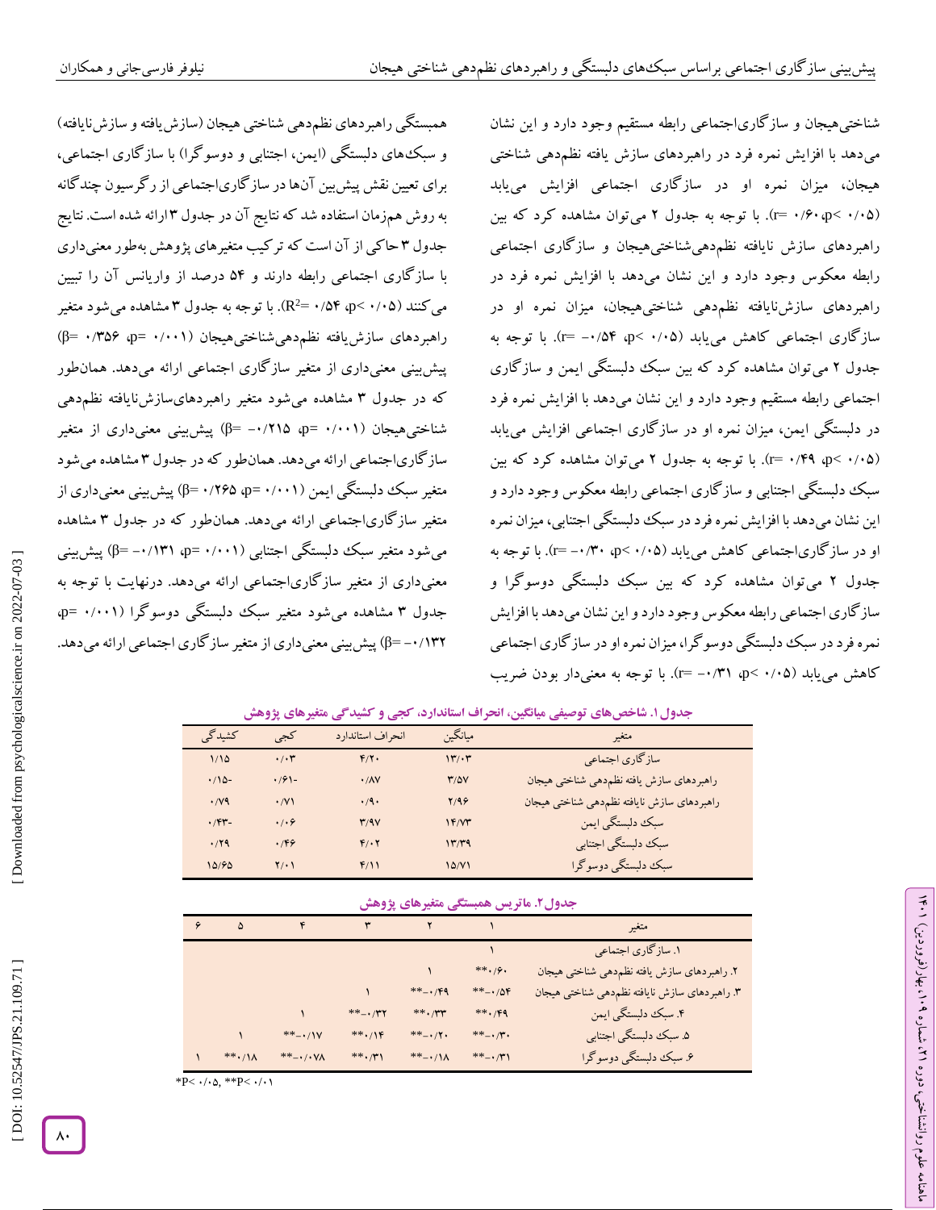شناختی‌هیجان و سازگاری‌اجتماعی رابطه مستقیم وجود دارد و این نشان می‌دهد با افزایش نمره فرد در راهبردهای سازش یافته نظم‌دهی شناختی هیجان، میزان نمره او در سازگاری اجتماعی افزایش می‌یابد (۰/۰۵ >p، ۰/۶۰ =r). با توجه به جدول ۲ می‌توان مشاهده کرد که بین راهبردهای سازش نایافته نظم‌دهی‌شناختی‌هیجان و سازگاری اجتماعی رابطه معکوس وجود دارد و این نشان می‌دهد با افزایش نمره فرد در راهبردهای سازش‌نایافته نظم‌دهی شناختی‌هیجان، میزان نمره او در سازگاری اجتماعی کاهش می‌یابد (۰/۰۵ >p، ۰/۵۴- =r). با توجه به جدول ۲ می‌توان مشاهده کرد که بین سبک دلبستگی ایمن و سازگاری اجتماعی رابطه مستقیم وجود دارد و این نشان می‌دهد با افزایش نمره فرد در دلبستگی ایمن، میزان نمره او در سازگاری اجتماعی افزایش می‌یابد (۰/۰۵ >p، ۰/۴۹ =r). با توجه به جدول ۲ می‌توان مشاهده کرد که بین سبک دلبستگی اجتنابی و سازگاری اجتماعی رابطه معکوس وجود دارد و این نشان می‌دهد با افزایش نمره فرد در سبک دلبستگی اجتنابی، میزان نمره او در سازگاری‌اجتماعی کاهش می‌یابد (۰/۰۵ >p، ۰/۳۰- =r). با توجه به جدول ۲ می‌توان مشاهده کرد که بین سبک دلبستگی دوسوگرا و سازگاری اجتماعی رابطه معکوس وجود دارد و این نشان می‌دهد با افزایش نمره فرد در سبک دلبستگی دوسوگرا، میزان نمره او در سازگاری اجتماعی کاهش می‌یابد (۰/۰۵ >p، ۰/۳۱- =r). با توجه به معنی‌دار بودن ضریب همبستگی راهبردهای نظم‌دهی شناختی هیجان (سازش‌یافته و سازش‌نایافته) و سبک‌های دلبستگی (ایمن، اجتنابی و دوسوگرا) با سازگاری اجتماعی، برای تعیین نقش پیش‌بین آن‌ها در سازگاری‌اجتماعی از رگرسیون چندگانه به روش همزمان استفاده شد که نتایج آن در جدول ۳ ارائه شده است. نتایج جدول ۳ حاکی از آن است که ترکیب متغیرهای پژوهش به‌طور معنی‌داری با سازگاری اجتماعی رابطه دارند و ۵۴ درصد از واریانس آن را تبیین می‌کنند (۰/۰۵ >p، ۰/۵۴ =$R^2$). با توجه به جدول ۳ مشاهده می‌شود متغیر راهبردهای سازش‌یافته نظم‌دهی‌شناختی‌هیجان (۰/۰۰۱ =p، ۰/۳۵۶ =β) پیش‌بینی معنی‌داری از متغیر سازگاری اجتماعی ارائه می‌دهد. همان‌طور که در جدول ۳ مشاهده می‌شود متغیر راهبردهای‌سازش‌نایافته نظم‌دهی شناختی‌هیجان (۰/۰۰۱ =p، ۰/۲۱۵- =β) پیش‌بینی معنی‌داری از متغیر سازگاری‌اجتماعی ارائه می‌دهد. همان‌طور که در جدول ۳ مشاهده می‌شود متغیر سبک دلبستگی ایمن (۰/۰۰۱ =p، ۰/۲۶۵ =β) پیش‌بینی معنی‌داری از متغیر سازگاری‌اجتماعی ارائه می‌دهد. همان‌طور که در جدول ۳ مشاهده می‌شود متغیر سبک دلبستگی اجتنابی (۰/۰۰۱ =p، ۰/۱۳۱- =β) پیش‌بینی معنی‌داری از متغیر سازگاری‌اجتماعی ارائه می‌دهد. درنهایت با توجه به جدول ۳ مشاهده می‌شود متغیر سبک دلبستگی دوسوگرا (۰/۰۰۱ =p، ۰/۱۳۲- =β) پیش‌بینی معنی‌داری از متغیر سازگاری اجتماعی ارائه می‌دهد.

**جدول۱. شاخص‌های توصیفی میانگین، انحراف استاندارد، کجی و کشیدگی متغیرهای پژوهش**

| متغیر | میانگین | انحراف استاندارد | کجی | کشیدگی |
|---|---|---|---|---|
| سازگاری اجتماعی | ۱۳/۰۳ | ۴/۲۰ | ۰/۰۳ | ۱/۱۵ |
| راهبردهای سازش یافته نظم‌دهی شناختی هیجان | ۳/۵۷ | ۰/۸۷ | -۰/۶۱ | -۰/۱۵ |
| راهبردهای سازش نایافته نظم‌دهی شناختی هیجان | ۲/۹۶ | ۰/۹۰ | ۰/۷۱ | ۰/۷۹ |
| سبک دلبستگی ایمن | ۱۴/۷۳ | ۳/۹۷ | ۰/۰۶ | -۰/۴۳ |
| سبک دلبستگی اجتنابی | ۱۳/۳۹ | ۴/۰۲ | ۰/۴۶ | ۰/۲۹ |
| سبک دلبستگی دوسوگرا | ۱۵/۷۱ | ۴/۱۱ | ۲/۰۱ | ۱۵/۶۵ |

**جدول۲. ماتریس همبستگی متغیرهای پژوهش**

| متغیر | ۱ | ۲ | ۳ | ۴ | ۵ | ۶ |
|---|---|---|---|---|---|---|
| ۱. سازگاری اجتماعی | ۱ | | | | | |
| ۲. راهبردهای سازش یافته نظم‌دهی شناختی هیجان | **۰/۶۰ | ۱ | | | | |
| ۳. راهبردهای سازش نایافته نظم‌دهی شناختی هیجان | **-۰/۵۴ | **-۰/۴۹ | ۱ | | | |
| ۴. سبک دلبستگی ایمن | **۰/۴۹ | **۰/۳۳ | **-۰/۳۲ | ۱ | | |
| ۵. سبک دلبستگی اجتنابی | **-۰/۳۰ | **-۰/۲۰ | **۰/۱۴ | **-۰/۱۷ | ۱ | |
| ۶. سبک دلبستگی دوسوگرا | **-۰/۳۱ | **-۰/۱۸ | **۰/۳۱ | **-۰/۰۷۸ | **۰/۱۸ | ۱ |

*P< ۰/۰۵, **P< ۰/۰۱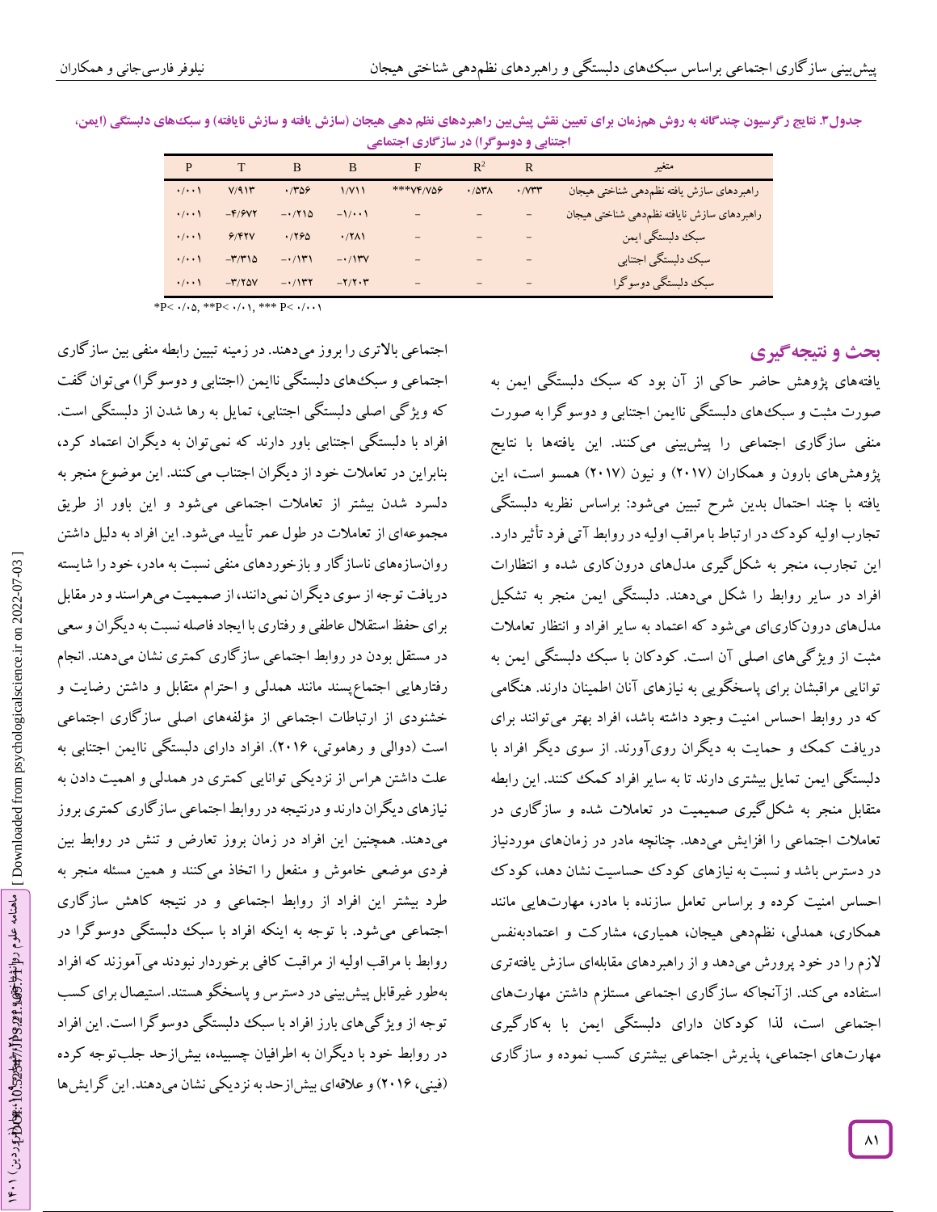جدول۳. نتایج رگرسیون چندگانه به روش همزمان برای تعیین نقش پیش‌بین راهبردهای نظم دهی هیجان (سازش یافته و سازش نایافته) و سبک‌های دلبستگی (ایمن، اجتنابی و دوسوگرا) در سازگاری اجتماعی

| متغیر | R | $R^2$ | F | B | B | T | P |
|---|---|---|---|---|---|---|---|
| راهبردهای سازش یافته نظم‌دهی شناختی هیجان | ۰/۷۳۳ | ۰/۵۳۸ | ***۷۴/۷۵۶ | ۱/۷۱۱ | ۰/۳۵۶ | ۷/۹۱۳ | ۰/۰۰۱ |
| راهبردهای سازش نایافته نظم‌دهی شناختی هیجان | – | – | – | ۱/۰۰۱- | ۰/۲۱۵- | ۴/۶۷۲- | ۰/۰۰۱ |
| سبک دلبستگی ایمن | – | – | – | ۰/۲۸۱ | ۰/۲۶۵ | ۶/۴۲۷ | ۰/۰۰۱ |
| سبک دلبستگی اجتنابی | – | – | – | ۰/۱۳۷- | ۰/۱۳۱- | ۳/۳۱۵- | ۰/۰۰۱ |
| سبک دلبستگی دوسوگرا | – | – | – | ۲/۲۰۳- | ۰/۱۳۲- | ۳/۲۵۷- | ۰/۰۰۱ |

*P< ۰/۰۵, **P< ۰/۰۱, *** P< ۰/۰۰۱

## بحث و نتیجه‌گیری

یافته‌های پژوهش حاضر حاکی از آن بود که سبک دلبستگی ایمن به صورت مثبت و سبک‌های دلبستگی ناایمن اجتنابی و دوسوگرا به صورت منفی سازگاری اجتماعی را پیش‌بینی می‌کنند. این یافته‌ها با نتایج پژوهش‌های بارون و همکاران (۲۰۱۷) و نیون (۲۰۱۷) همسو است، این یافته با چند احتمال بدین شرح تبیین می‌شود: براساس نظریه دلبستگی تجارب اولیه کودک در ارتباط با مراقب اولیه در روابط آتی فرد تأثیر دارد. این تجارب، منجر به شکل‌گیری مدل‌های درون‌کاری شده و انتظارات افراد در سایر روابط را شکل می‌دهند. دلبستگی ایمن منجر به تشکیل مدل‌های درون‌کاری‌ای می‌شود که اعتماد به سایر افراد و انتظار تعاملات مثبت از ویژگی‌های اصلی آن است. کودکان با سبک دلبستگی ایمن به توانایی مراقبشان برای پاسخگویی به نیازهای آنان اطمینان دارند. هنگامی که در روابط احساس امنیت وجود داشته باشد، افراد بهتر می‌توانند برای دریافت کمک و حمایت به دیگران روی‌آورند. از سوی دیگر افراد با دلبستگی ایمن تمایل بیشتری دارند تا به سایر افراد کمک کنند. این رابطه متقابل منجر به شکل‌گیری صمیمیت در تعاملات شده و سازگاری در تعاملات اجتماعی را افزایش می‌دهد. چنانچه مادر در زمان‌های موردنیاز در دسترس باشد و نسبت به نیازهای کودک حساسیت نشان دهد، کودک احساس امنیت کرده و براساس تعامل سازنده با مادر، مهارت‌هایی مانند همکاری، همدلی، نظم‌دهی هیجان، همیاری، مشارکت و اعتمادبه‌نفس لازم را در خود پرورش می‌دهد و از راهبردهای مقابله‌ای سازش یافته‌تری استفاده می‌کند. ازآنجاکه سازگاری اجتماعی مستلزم داشتن مهارت‌های اجتماعی است، لذا کودکان دارای دلبستگی ایمن با به‌کارگیری مهارت‌های اجتماعی، پذیرش اجتماعی بیشتری کسب نموده و سازگاری اجتماعی بالاتری را بروز می‌دهند. در زمینه تبیین رابطه منفی بین سازگاری اجتماعی و سبک‌های دلبستگی ناایمن (اجتنابی و دوسوگرا) می‌توان گفت که ویژگی اصلی دلبستگی اجتنابی، تمایل به رها شدن از دلبستگی است. افراد با دلبستگی اجتنابی باور دارند که نمی‌توان به دیگران اعتماد کرد، بنابراین در تعاملات خود از دیگران اجتناب می‌کنند. این موضوع منجر به دلسرد شدن بیشتر از تعاملات اجتماعی می‌شود و این باور از طریق مجموعه‌ای از تعاملات در طول عمر تأیید می‌شود. این افراد به دلیل داشتن روان‌سازه‌های ناسازگار و بازخوردهای منفی نسبت به مادر، خود را شایسته دریافت توجه از سوی دیگران نمی‌دانند، از صمیمیت می‌هراسند و در مقابل برای حفظ استقلال عاطفی و رفتاری با ایجاد فاصله نسبت به دیگران و سعی در مستقل بودن در روابط اجتماعی سازگاری کمتری نشان می‌دهند. انجام رفتارهایی اجتماع‌پسند مانند همدلی و احترام متقابل و داشتن رضایت و خشنودی از ارتباطات اجتماعی از مؤلفه‌های اصلی سازگاری اجتماعی است (دوالی و رهاموتی، ۲۰۱۶). افراد دارای دلبستگی ناایمن اجتنابی به علت داشتن هراس از نزدیکی توانایی کمتری در همدلی و اهمیت دادن به نیازهای دیگران دارند و درنتیجه در روابط اجتماعی سازگاری کمتری بروز می‌دهند. همچنین این افراد در زمان بروز تعارض و تنش در روابط بین فردی موضعی خاموش و منفعل را اتخاذ می‌کنند و همین مسئله منجر به طرد بیشتر این افراد از روابط اجتماعی و در نتیجه کاهش سازگاری اجتماعی می‌شود. با توجه به اینکه افراد با سبک دلبستگی دوسوگرا در روابط با مراقب اولیه از مراقبت کافی برخوردار نبودند می‌آموزند که افراد به‌طور غیرقابل پیش‌بینی در دسترس و پاسخگو هستند. استیصال برای کسب توجه از ویژگی‌های بارز افراد با سبک دلبستگی دوسوگرا است. این افراد در روابط خود با دیگران به اطرافیان چسبیده، بیش‌ازحد جلب‌توجه کرده (فینی، ۲۰۱۶) و علاقه‌ای بیش‌ازحد به نزدیکی نشان می‌دهند. این گرایش‌ها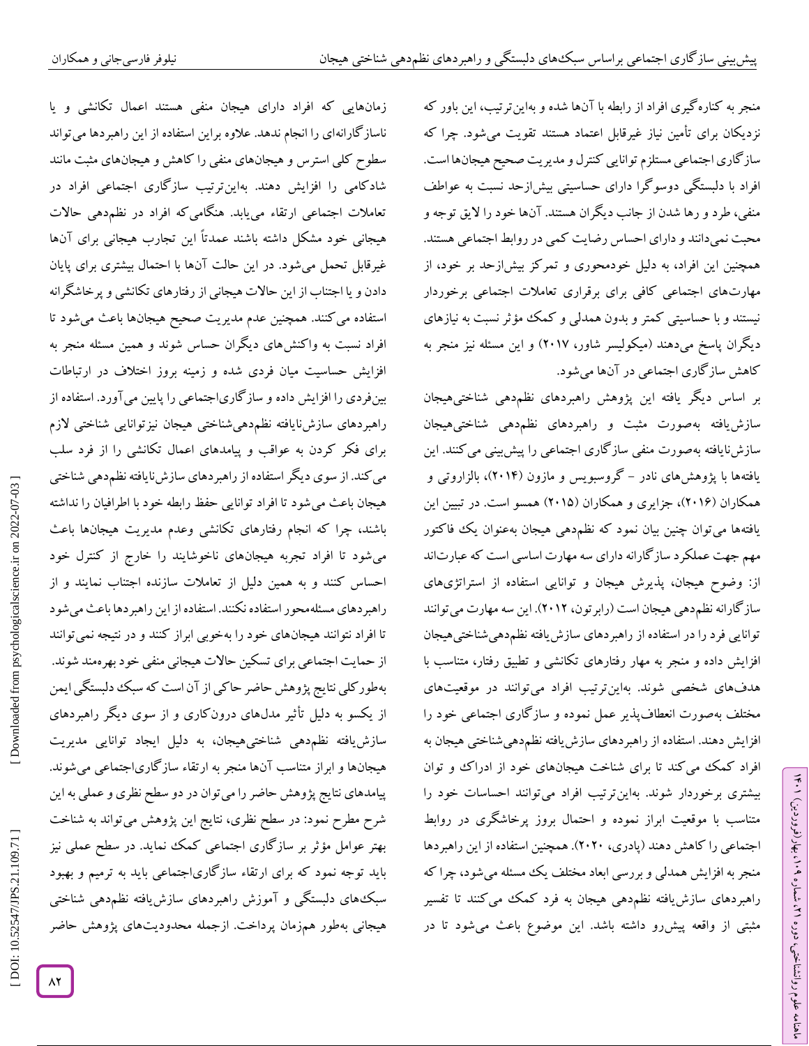منجر به کناره‌گیری افراد از رابطه با آن‌ها شده و به‌این‌ترتیب، این باور که نزدیکان برای تأمین نیاز غیرقابل اعتماد هستند تقویت می‌شود. چرا که سازگاری اجتماعی مستلزم توانایی کنترل و مدیریت صحیح هیجان‌ها است. افراد با دلبستگی دوسوگرا دارای حساسیتی بیش‌ازحد نسبت به عواطف منفی، طرد و رها شدن از جانب دیگران هستند. آن‌ها خود را لایق توجه و محبت نمی‌دانند و دارای احساس رضایت کمی در روابط اجتماعی هستند. همچنین این افراد، به دلیل خودمحوری و تمرکز بیش‌ازحد بر خود، از مهارت‌های اجتماعی کافی برای برقراری تعاملات اجتماعی برخوردار نیستند و با حساسیتی کمتر و بدون همدلی و کمک مؤثر نسبت به نیازهای دیگران پاسخ می‌دهند (میکولیسر شاور، ۲۰۱۷) و این مسئله نیز منجر به کاهش سازگاری اجتماعی در آن‌ها می‌شود.

بر اساس دیگر یافته این پژوهش راهبردهای نظم‌دهی شناختی‌هیجان سازش‌یافته به‌صورت مثبت و راهبردهای نظم‌دهی شناختی‌هیجان سازش‌نایافته به‌صورت منفی سازگاری اجتماعی را پیش‌بینی می‌کنند. این یافته‌ها با پژوهش‌های نادر - گروسبویس و مازون (۲۰۱۴)، بالزاروتی و همکاران (۲۰۱۶)، جزایری و همکاران (۲۰۱۵) همسو است. در تبیین این یافته‌ها می‌توان چنین بیان نمود که نظم‌دهی هیجان به‌عنوان یک فاکتور مهم جهت عملکرد سازگارانه دارای سه مهارت اساسی است که عبارت‌اند از: وضوح هیجان، پذیرش هیجان و توانایی استفاده از استراتژی‌های سازگارانه نظم‌دهی هیجان است (رابرتون، ۲۰۱۲). این سه مهارت می‌توانند توانایی فرد را در استفاده از راهبردهای سازش‌یافته نظم‌دهی‌شناختی‌هیجان افزایش داده و منجر به مهار رفتارهای تکانشی و تطبیق رفتار، متناسب با هدف‌های شخصی شوند. به‌این‌ترتیب افراد می‌توانند در موقعیت‌های مختلف به‌صورت انعطاف‌پذیر عمل نموده و سازگاری اجتماعی خود را افزایش دهند. استفاده از راهبردهای سازش‌یافته نظم‌دهی‌شناختی هیجان به افراد کمک می‌کند تا برای شناخت هیجان‌های خود از ادراک و توان بیشتری برخوردار شوند. به‌این‌ترتیب افراد می‌توانند احساسات خود را متناسب با موقعیت ابراز نموده و احتمال بروز پرخاشگری در روابط اجتماعی را کاهش دهند (پادری، ۲۰۲۰). همچنین استفاده از این راهبردها منجر به افزایش همدلی و بررسی ابعاد مختلف یک مسئله می‌شود، چرا که راهبردهای سازش‌یافته نظم‌دهی هیجان به فرد کمک می‌کنند تا تفسیر مثبتی از واقعه پیش‌رو داشته باشد. این موضوع باعث می‌شود تا در زمان‌هایی که افراد دارای هیجان منفی هستند اعمال تکانشی و یا ناسازگارانه‌ای را انجام ندهد. علاوه براین استفاده از این راهبردها می‌تواند سطوح کلی استرس و هیجان‌های منفی را کاهش و هیجان‌های مثبت مانند شادکامی را افزایش دهند. به‌این‌ترتیب سازگاری اجتماعی افراد در تعاملات اجتماعی ارتقاء می‌یابد. هنگامی‌که افراد در نظم‌دهی حالات هیجانی خود مشکل داشته باشند عمدتاً این تجارب هیجانی برای آن‌ها غیرقابل تحمل می‌شود. در این حالت آن‌ها با احتمال بیشتری برای پایان دادن و یا اجتناب از این حالات هیجانی از رفتارهای تکانشی و پرخاشگرانه استفاده می‌کنند. همچنین عدم مدیریت صحیح هیجان‌ها باعث می‌شود تا افراد نسبت به واکنش‌های دیگران حساس شوند و همین مسئله منجر به افزایش حساسیت میان فردی شده و زمینه بروز اختلاف در ارتباطات بین‌فردی را افزایش داده و سازگاری‌اجتماعی را پایین می‌آورد. استفاده از راهبردهای سازش‌نایافته نظم‌دهی‌شناختی هیجان نیزتوانایی شناختی لازم برای فکر کردن به عواقب و پیامدهای اعمال تکانشی را از فرد سلب می‌کند. از سوی دیگر استفاده از راهبردهای سازش‌نایافته نظم‌دهی شناختی هیجان باعث می‌شود تا افراد توانایی حفظ رابطه خود با اطرافیان را نداشته باشند، چرا که انجام رفتارهای تکانشی وعدم مدیریت هیجان‌ها باعث می‌شود تا افراد تجربه هیجان‌های ناخوشایند را خارج از کنترل خود احساس کنند و به همین دلیل از تعاملات سازنده اجتناب نمایند و از راهبردهای مسئله‌محور استفاده نکنند. استفاده از این راهبردها باعث می‌شود تا افراد نتوانند هیجان‌های خود را به‌خوبی ابراز کنند و در نتیجه نمی‌توانند از حمایت اجتماعی برای تسکین حالات هیجانی منفی خود بهره‌مند شوند. به‌طورکلی نتایج پژوهش حاضر حاکی از آن است که سبک دلبستگی ایمن از یکسو به دلیل تأثیر مدل‌های درون‌کاری و از سوی دیگر راهبردهای سازش‌یافته نظم‌دهی شناختی‌هیجان، به دلیل ایجاد توانایی مدیریت هیجان‌ها و ابراز متناسب آن‌ها منجر به ارتقاء سازگاری‌اجتماعی می‌شوند. پیامدهای نتایج پژوهش حاضر را می‌توان در دو سطح نظری و عملی به این شرح مطرح نمود: در سطح نظری، نتایج این پژوهش می‌تواند به شناخت بهتر عوامل مؤثر بر سازگاری اجتماعی کمک نماید. در سطح عملی نیز باید توجه نمود که برای ارتقاء سازگاری‌اجتماعی باید به ترمیم و بهبود سبک‌های دلبستگی و آموزش راهبردهای سازش‌یافته نظم‌دهی شناختی هیجانی به‌طور هم‌زمان پرداخت. ازجمله محدودیت‌های پژوهش حاضر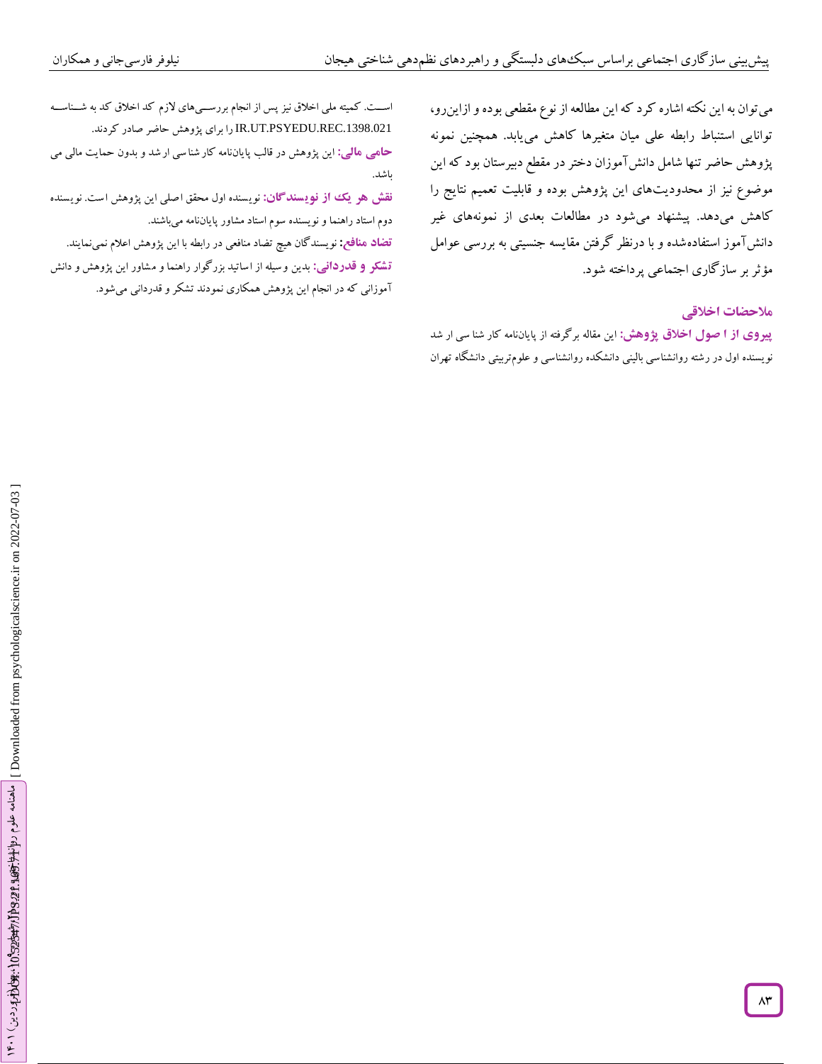می‌توان به این نکته اشاره کرد که این مطالعه از نوع مقطعی بوده و ازاین‌رو، توانایی استنباط رابطه علی میان متغیرها کاهش می‌یابد. همچنین نمونه پژوهش حاضر تنها شامل دانش‌آموزان دختر در مقطع دبیرستان بود که این موضوع نیز از محدودیت‌های این پژوهش بوده و قابلیت تعمیم نتایج را کاهش می‌دهد. پیشنهاد می‌شود در مطالعات بعدی از نمونه‌های غیر دانش‌آموز استفاده‌شده و با درنظر گرفتن مقایسه جنسیتی به بررسی عوامل مؤثر بر سازگاری اجتماعی پرداخته شود.

## ملاحضات اخلاقی

**پیروی از ا صول اخلاق پژوهش:** این مقاله برگرفته از پایان‌نامه کار شنا سی ار شد نویسنده اول در رشته روانشناسی بالینی دانشکده روانشناسی و علوم‌تربیتی دانشگاه تهران است. کمیته ملی اخلاق نیز پس از انجام بررسی‌های لازم کد اخلاق کد به شناسه IR.UT.PSYEDU.REC.1398.021 را برای پژوهش حاضر صادر کردند.

**حامی مالی:** این پژوهش در قالب پایان‌نامه کار شنا سی ار شد و بدون حمایت مالی می باشد.

**نقش هر یک از نویسندگان:** نویسنده اول محقق اصلی این پژوهش است. نویسنده دوم استاد راهنما و نویسنده سوم استاد مشاور پایان‌نامه می‌باشند.

**تضاد منافع:** نویسندگان هیچ تضاد منافعی در رابطه با این پژوهش اعلام نمی‌نمایند.

**تشکر و قدردانی:** بدین وسیله از اساتید بزرگوار راهنما و مشاور این پژوهش و دانش آموزانی که در انجام این پژوهش همکاری نمودند تشکر و قدردانی می‌شود.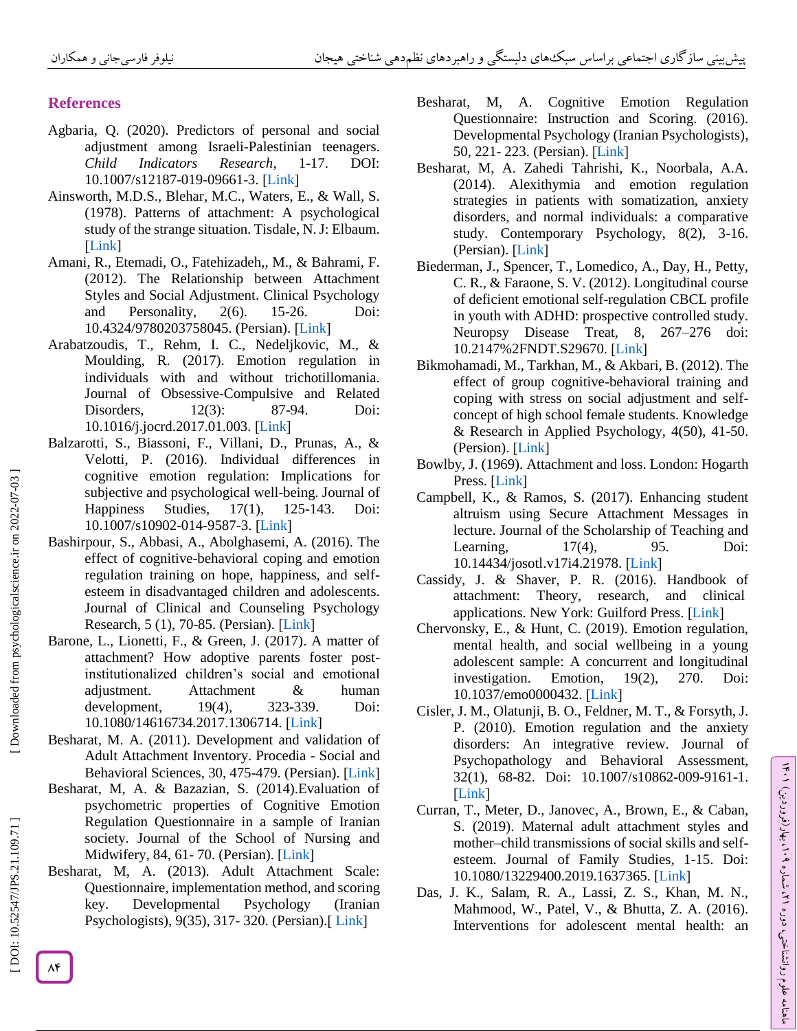## References

Agbaria, Q. (2020). Predictors of personal and social adjustment among Israeli-Palestinian teenagers. *Child Indicators Research*, 1-17. DOI: 10.1007/s12187-019-09661-3. [Link]

Ainsworth, M.D.S., Blehar, M.C., Waters, E., & Wall, S. (1978). Patterns of attachment: A psychological study of the strange situation. Tisdale, N. J: Elbaum. [Link]

Amani, R., Etemadi, O., Fatehizadeh,, M., & Bahrami, F. (2012). The Relationship between Attachment Styles and Social Adjustment. Clinical Psychology and Personality, 2(6). 15-26. Doi: 10.4324/9780203758045. (Persian). [Link]

Arabatzoudis, T., Rehm, I. C., Nedeljkovic, M., & Moulding, R. (2017). Emotion regulation in individuals with and without trichotillomania. Journal of Obsessive-Compulsive and Related Disorders, 12(3): 87-94. Doi: 10.1016/j.jocrd.2017.01.003. [Link]

Balzarotti, S., Biassoni, F., Villani, D., Prunas, A., & Velotti, P. (2016). Individual differences in cognitive emotion regulation: Implications for subjective and psychological well-being. Journal of Happiness Studies, 17(1), 125-143. Doi: 10.1007/s10902-014-9587-3. [Link]

Bashirpour, S., Abbasi, A., Abolghasemi, A. (2016). The effect of cognitive-behavioral coping and emotion regulation training on hope, happiness, and self-esteem in disadvantaged children and adolescents. Journal of Clinical and Counseling Psychology Research, 5 (1), 70-85. (Persian). [Link]

Barone, L., Lionetti, F., & Green, J. (2017). A matter of attachment? How adoptive parents foster post-institutionalized children's social and emotional adjustment. Attachment & human development, 19(4), 323-339. Doi: 10.1080/14616734.2017.1306714. [Link]

Besharat, M. A. (2011). Development and validation of Adult Attachment Inventory. Procedia - Social and Behavioral Sciences, 30, 475-479. (Persian). [Link]

Besharat, M, A. & Bazazian, S. (2014).Evaluation of psychometric properties of Cognitive Emotion Regulation Questionnaire in a sample of Iranian society. Journal of the School of Nursing and Midwifery, 84, 61- 70. (Persian). [Link]

Besharat, M, A. (2013). Adult Attachment Scale: Questionnaire, implementation method, and scoring key. Developmental Psychology (Iranian Psychologists), 9(35), 317- 320. (Persian).[ Link]

Besharat, M, A. Cognitive Emotion Regulation Questionnaire: Instruction and Scoring. (2016). Developmental Psychology (Iranian Psychologists), 50, 221- 223. (Persian). [Link]

Besharat, M, A. Zahedi Tahrishi, K., Noorbala, A.A. (2014). Alexithymia and emotion regulation strategies in patients with somatization, anxiety disorders, and normal individuals: a comparative study. Contemporary Psychology, 8(2), 3-16. (Persian). [Link]

Biederman, J., Spencer, T., Lomedico, A., Day, H., Petty, C. R., & Faraone, S. V. (2012). Longitudinal course of deficient emotional self-regulation CBCL profile in youth with ADHD: prospective controlled study. Neuropsy Disease Treat, 8, 267–276 doi: 10.2147%2FNDT.S29670. [Link]

Bikmohamadi, M., Tarkhan, M., & Akbari, B. (2012). The effect of group cognitive-behavioral training and coping with stress on social adjustment and self-concept of high school female students. Knowledge & Research in Applied Psychology, 4(50), 41-50. (Persion). [Link]

Bowlby, J. (1969). Attachment and loss. London: Hogarth Press. [Link]

Campbell, K., & Ramos, S. (2017). Enhancing student altruism using Secure Attachment Messages in lecture. Journal of the Scholarship of Teaching and Learning, 17(4), 95. Doi: 10.14434/josotl.v17i4.21978. [Link]

Cassidy, J. & Shaver, P. R. (2016). Handbook of attachment: Theory, research, and clinical applications. New York: Guilford Press. [Link]

Chervonsky, E., & Hunt, C. (2019). Emotion regulation, mental health, and social wellbeing in a young adolescent sample: A concurrent and longitudinal investigation. Emotion, 19(2), 270. Doi: 10.1037/emo0000432. [Link]

Cisler, J. M., Olatunji, B. O., Feldner, M. T., & Forsyth, J. P. (2010). Emotion regulation and the anxiety disorders: An integrative review. Journal of Psychopathology and Behavioral Assessment, 32(1), 68-82. Doi: 10.1007/s10862-009-9161-1. [Link]

Curran, T., Meter, D., Janovec, A., Brown, E., & Caban, S. (2019). Maternal adult attachment styles and mother–child transmissions of social skills and self-esteem. Journal of Family Studies, 1-15. Doi: 10.1080/13229400.2019.1637365. [Link]

Das, J. K., Salam, R. A., Lassi, Z. S., Khan, M. N., Mahmood, W., Patel, V., & Bhutta, Z. A. (2016). Interventions for adolescent mental health: an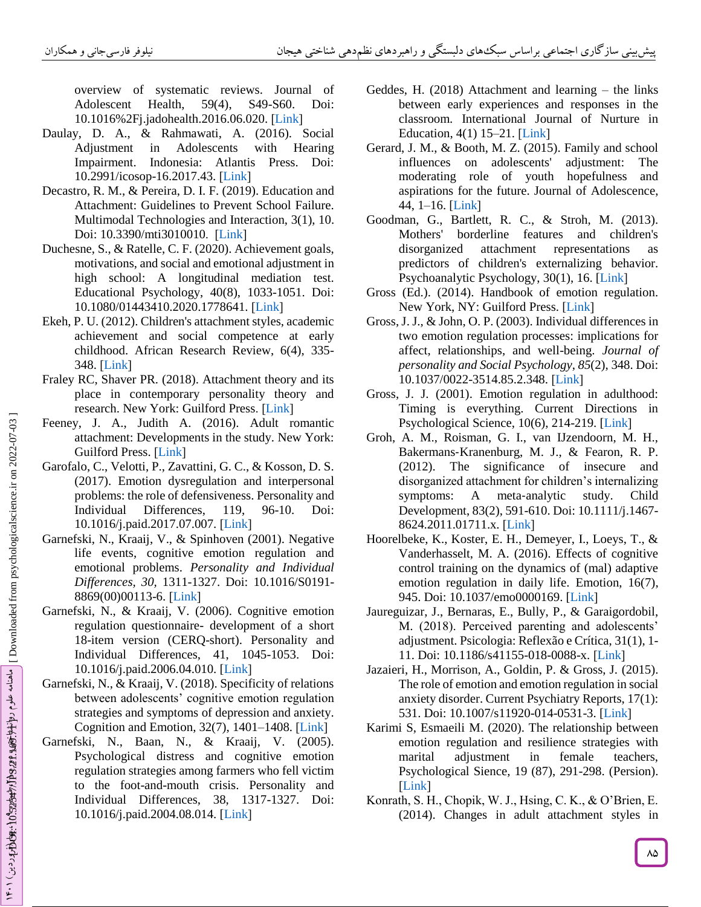overview of systematic reviews. Journal of Adolescent Health, 59(4), S49-S60. Doi: 10.1016%2Fj.jadohealth.2016.06.020. [Link]

Daulay, D. A., & Rahmawati, A. (2016). Social Adjustment in Adolescents with Hearing Impairment. Indonesia: Atlantis Press. Doi: 10.2991/icosop-16.2017.43. [Link]

Decastro, R. M., & Pereira, D. I. F. (2019). Education and Attachment: Guidelines to Prevent School Failure. Multimodal Technologies and Interaction, 3(1), 10. Doi: 10.3390/mti3010010. [Link]

Duchesne, S., & Ratelle, C. F. (2020). Achievement goals, motivations, and social and emotional adjustment in high school: A longitudinal mediation test. Educational Psychology, 40(8), 1033-1051. Doi: 10.1080/01443410.2020.1778641. [Link]

Ekeh, P. U. (2012). Children's attachment styles, academic achievement and social competence at early childhood. African Research Review, 6(4), 335-348. [Link]

Fraley RC, Shaver PR. (2018). Attachment theory and its place in contemporary personality theory and research. New York: Guilford Press. [Link]

Feeney, J. A., Judith A. (2016). Adult romantic attachment: Developments in the study. New York: Guilford Press. [Link]

Garofalo, C., Velotti, P., Zavattini, G. C., & Kosson, D. S. (2017). Emotion dysregulation and interpersonal problems: the role of defensiveness. Personality and Individual Differences, 119, 96-10. Doi: 10.1016/j.paid.2017.07.007. [Link]

Garnefski, N., Kraaij, V., & Spinhoven (2001). Negative life events, cognitive emotion regulation and emotional problems. *Personality and Individual Differences, 30,* 1311-1327. Doi: 10.1016/S0191-8869(00)00113-6. [Link]

Garnefski, N., & Kraaij, V. (2006). Cognitive emotion regulation questionnaire- development of a short 18-item version (CERQ-short). Personality and Individual Differences, 41, 1045-1053. Doi: 10.1016/j.paid.2006.04.010. [Link]

Garnefski, N., & Kraaij, V. (2018). Specificity of relations between adolescents' cognitive emotion regulation strategies and symptoms of depression and anxiety. Cognition and Emotion, 32(7), 1401–1408. [Link]

Garnefski, N., Baan, N., & Kraaij, V. (2005). Psychological distress and cognitive emotion regulation strategies among farmers who fell victim to the foot-and-mouth crisis. Personality and Individual Differences, 38, 1317-1327. Doi: 10.1016/j.paid.2004.08.014. [Link]

Geddes, H. (2018) Attachment and learning – the links between early experiences and responses in the classroom. International Journal of Nurture in Education, 4(1) 15–21. [Link]

Gerard, J. M., & Booth, M. Z. (2015). Family and school influences on adolescents' adjustment: The moderating role of youth hopefulness and aspirations for the future. Journal of Adolescence, 44, 1–16. [Link]

Goodman, G., Bartlett, R. C., & Stroh, M. (2013). Mothers' borderline features and children's disorganized attachment representations as predictors of children's externalizing behavior. Psychoanalytic Psychology, 30(1), 16. [Link]

Gross (Ed.). (2014). Handbook of emotion regulation. New York, NY: Guilford Press. [Link]

Gross, J. J., & John, O. P. (2003). Individual differences in two emotion regulation processes: implications for affect, relationships, and well-being. *Journal of personality and Social Psychology, 85*(2), 348. Doi: 10.1037/0022-3514.85.2.348. [Link]

Gross, J. J. (2001). Emotion regulation in adulthood: Timing is everything. Current Directions in Psychological Science, 10(6), 214-219. [Link]

Groh, A. M., Roisman, G. I., van IJzendoorn, M. H., Bakermans-Kranenburg, M. J., & Fearon, R. P. (2012). The significance of insecure and disorganized attachment for children's internalizing symptoms: A meta-analytic study. Child Development, 83(2), 591-610. Doi: 10.1111/j.1467-8624.2011.01711.x. [Link]

Hoorelbeke, K., Koster, E. H., Demeyer, I., Loeys, T., & Vanderhasselt, M. A. (2016). Effects of cognitive control training on the dynamics of (mal) adaptive emotion regulation in daily life. Emotion, 16(7), 945. Doi: 10.1037/emo0000169. [Link]

Jaureguizar, J., Bernaras, E., Bully, P., & Garaigordobil, M. (2018). Perceived parenting and adolescents' adjustment. Psicologia: Reflexão e Crítica, 31(1), 1-11. Doi: 10.1186/s41155-018-0088-x. [Link]

Jazaieri, H., Morrison, A., Goldin, P. & Gross, J. (2015). The role of emotion and emotion regulation in social anxiety disorder. Current Psychiatry Reports, 17(1): 531. Doi: 10.1007/s11920-014-0531-3. [Link]

Karimi S, Esmaeili M. (2020). The relationship between emotion regulation and resilience strategies with marital adjustment in female teachers, Psychological Sience, 19 (87), 291-298. (Persion). [Link]

Konrath, S. H., Chopik, W. J., Hsing, C. K., & O'Brien, E. (2014). Changes in adult attachment styles in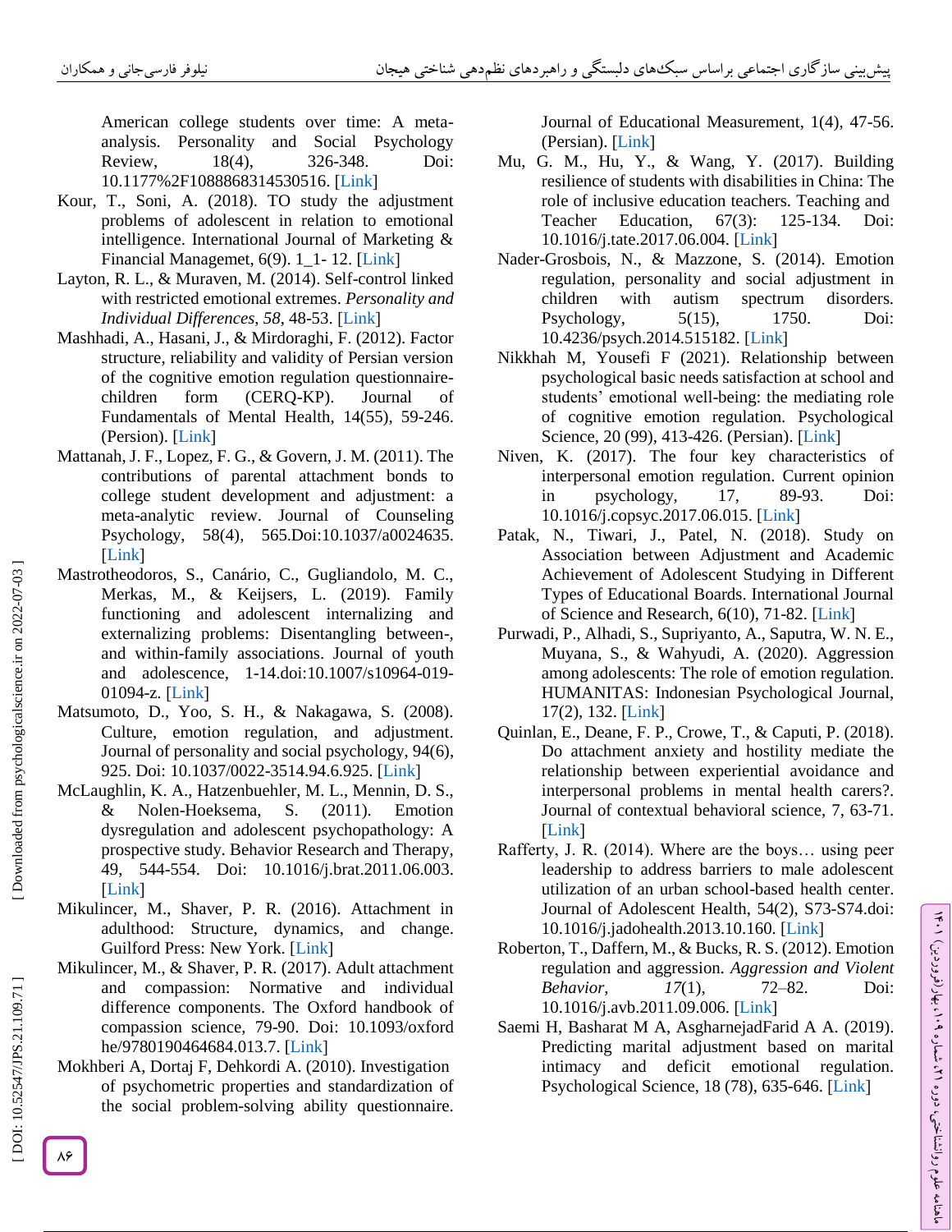American college students over time: A meta-analysis. Personality and Social Psychology Review, 18(4), 326-348. Doi: 10.1177%2F1088868314530516. [Link]

Kour, T., Soni, A. (2018). TO study the adjustment problems of adolescent in relation to emotional intelligence. International Journal of Marketing & Financial Managemet, 6(9). 1_1- 12. [Link]

Layton, R. L., & Muraven, M. (2014). Self-control linked with restricted emotional extremes. *Personality and Individual Differences*, *58*, 48-53. [Link]

Mashhadi, A., Hasani, J., & Mirdoraghi, F. (2012). Factor structure, reliability and validity of Persian version of the cognitive emotion regulation questionnaire-children form (CERQ-KP). Journal of Fundamentals of Mental Health, 14(55), 59-246. (Persion). [Link]

Mattanah, J. F., Lopez, F. G., & Govern, J. M. (2011). The contributions of parental attachment bonds to college student development and adjustment: a meta-analytic review. Journal of Counseling Psychology, 58(4), 565.Doi:10.1037/a0024635. [Link]

Mastrotheodoros, S., Canário, C., Gugliandolo, M. C., Merkas, M., & Keijsers, L. (2019). Family functioning and adolescent internalizing and externalizing problems: Disentangling between-, and within-family associations. Journal of youth and adolescence, 1-14.doi:10.1007/s10964-019-01094-z. [Link]

Matsumoto, D., Yoo, S. H., & Nakagawa, S. (2008). Culture, emotion regulation, and adjustment. Journal of personality and social psychology, 94(6), 925. Doi: 10.1037/0022-3514.94.6.925. [Link]

McLaughlin, K. A., Hatzenbuehler, M. L., Mennin, D. S., & Nolen-Hoeksema, S. (2011). Emotion dysregulation and adolescent psychopathology: A prospective study. Behavior Research and Therapy, 49, 544-554. Doi: 10.1016/j.brat.2011.06.003. [Link]

Mikulincer, M., Shaver, P. R. (2016). Attachment in adulthood: Structure, dynamics, and change. Guilford Press: New York. [Link]

Mikulincer, M., & Shaver, P. R. (2017). Adult attachment and compassion: Normative and individual difference components. The Oxford handbook of compassion science, 79-90. Doi: 10.1093/oxfordhe/9780190464684.013.7. [Link]

Mokhberi A, Dortaj F, Dehkordi A. (2010). Investigation of psychometric properties and standardization of the social problem-solving ability questionnaire. Journal of Educational Measurement, 1(4), 47-56. (Persian). [Link]

Mu, G. M., Hu, Y., & Wang, Y. (2017). Building resilience of students with disabilities in China: The role of inclusive education teachers. Teaching and Teacher Education, 67(3): 125-134. Doi: 10.1016/j.tate.2017.06.004. [Link]

Nader-Grosbois, N., & Mazzone, S. (2014). Emotion regulation, personality and social adjustment in children with autism spectrum disorders. Psychology, 5(15), 1750. Doi: 10.4236/psych.2014.515182. [Link]

Nikkhah M, Yousefi F (2021). Relationship between psychological basic needs satisfaction at school and students' emotional well-being: the mediating role of cognitive emotion regulation. Psychological Science, 20 (99), 413-426. (Persian). [Link]

Niven, K. (2017). The four key characteristics of interpersonal emotion regulation. Current opinion in psychology, 17, 89-93. Doi: 10.1016/j.copsyc.2017.06.015. [Link]

Patak, N., Tiwari, J., Patel, N. (2018). Study on Association between Adjustment and Academic Achievement of Adolescent Studying in Different Types of Educational Boards. International Journal of Science and Research, 6(10), 71-82. [Link]

Purwadi, P., Alhadi, S., Supriyanto, A., Saputra, W. N. E., Muyana, S., & Wahyudi, A. (2020). Aggression among adolescents: The role of emotion regulation. HUMANITAS: Indonesian Psychological Journal, 17(2), 132. [Link]

Quinlan, E., Deane, F. P., Crowe, T., & Caputi, P. (2018). Do attachment anxiety and hostility mediate the relationship between experiential avoidance and interpersonal problems in mental health carers?. Journal of contextual behavioral science, 7, 63-71. [Link]

Rafferty, J. R. (2014). Where are the boys… using peer leadership to address barriers to male adolescent utilization of an urban school-based health center. Journal of Adolescent Health, 54(2), S73-S74.doi: 10.1016/j.jadohealth.2013.10.160. [Link]

Roberton, T., Daffern, M., & Bucks, R. S. (2012). Emotion regulation and aggression. *Aggression and Violent Behavior*, *17*(1), 72–82. Doi: 10.1016/j.avb.2011.09.006. [Link]

Saemi H, Basharat M A, AsgharnejadFarid A A. (2019). Predicting marital adjustment based on marital intimacy and deficit emotional regulation. Psychological Science, 18 (78), 635-646. [Link]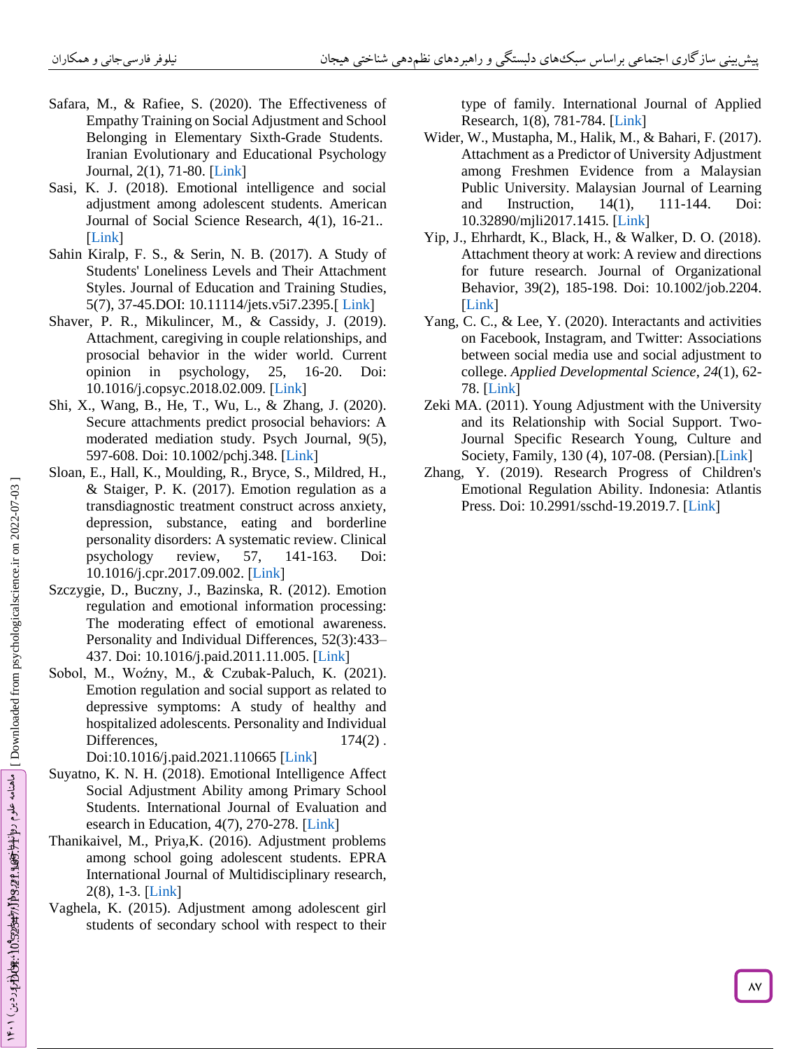Safara, M., & Rafiee, S. (2020). The Effectiveness of Empathy Training on Social Adjustment and School Belonging in Elementary Sixth-Grade Students. Iranian Evolutionary and Educational Psychology Journal, 2(1), 71-80. [Link]

Sasi, K. J. (2018). Emotional intelligence and social adjustment among adolescent students. American Journal of Social Science Research, 4(1), 16-21.. [Link]

Sahin Kiralp, F. S., & Serin, N. B. (2017). A Study of Students' Loneliness Levels and Their Attachment Styles. Journal of Education and Training Studies, 5(7), 37-45.DOI: 10.11114/jets.v5i7.2395.[ Link]

Shaver, P. R., Mikulincer, M., & Cassidy, J. (2019). Attachment, caregiving in couple relationships, and prosocial behavior in the wider world. Current opinion in psychology, 25, 16-20. Doi: 10.1016/j.copsyc.2018.02.009. [Link]

Shi, X., Wang, B., He, T., Wu, L., & Zhang, J. (2020). Secure attachments predict prosocial behaviors: A moderated mediation study. Psych Journal, 9(5), 597-608. Doi: 10.1002/pchj.348. [Link]

Sloan, E., Hall, K., Moulding, R., Bryce, S., Mildred, H., & Staiger, P. K. (2017). Emotion regulation as a transdiagnostic treatment construct across anxiety, depression, substance, eating and borderline personality disorders: A systematic review. Clinical psychology review, 57, 141-163. Doi: 10.1016/j.cpr.2017.09.002. [Link]

Szczygie, D., Buczny, J., Bazinska, R. (2012). Emotion regulation and emotional information processing: The moderating effect of emotional awareness. Personality and Individual Differences, 52(3):433–437. Doi: 10.1016/j.paid.2011.11.005. [Link]

Sobol, M., Woźny, M., & Czubak-Paluch, K. (2021). Emotion regulation and social support as related to depressive symptoms: A study of healthy and hospitalized adolescents. Personality and Individual Differences, 174(2) . Doi:10.1016/j.paid.2021.110665 [Link]

Suyatno, K. N. H. (2018). Emotional Intelligence Affect Social Adjustment Ability among Primary School Students. International Journal of Evaluation and esearch in Education, 4(7), 270-278. [Link]

Thanikaivel, M., Priya,K. (2016). Adjustment problems among school going adolescent students. EPRA International Journal of Multidisciplinary research, 2(8), 1-3. [Link]

Vaghela, K. (2015). Adjustment among adolescent girl students of secondary school with respect to their type of family. International Journal of Applied Research, 1(8), 781-784. [Link]

Wider, W., Mustapha, M., Halik, M., & Bahari, F. (2017). Attachment as a Predictor of University Adjustment among Freshmen Evidence from a Malaysian Public University. Malaysian Journal of Learning and Instruction, 14(1), 111-144. Doi: 10.32890/mjli2017.1415. [Link]

Yip, J., Ehrhardt, K., Black, H., & Walker, D. O. (2018). Attachment theory at work: A review and directions for future research. Journal of Organizational Behavior, 39(2), 185-198. Doi: 10.1002/job.2204. [Link]

Yang, C. C., & Lee, Y. (2020). Interactants and activities on Facebook, Instagram, and Twitter: Associations between social media use and social adjustment to college. *Applied Developmental Science*, *24*(1), 62-78. [Link]

Zeki MA. (2011). Young Adjustment with the University and its Relationship with Social Support. Two-Journal Specific Research Young, Culture and Society, Family, 130 (4), 107-08. (Persian).[Link]

Zhang, Y. (2019). Research Progress of Children's Emotional Regulation Ability. Indonesia: Atlantis Press. Doi: 10.2991/sschd-19.2019.7. [Link]